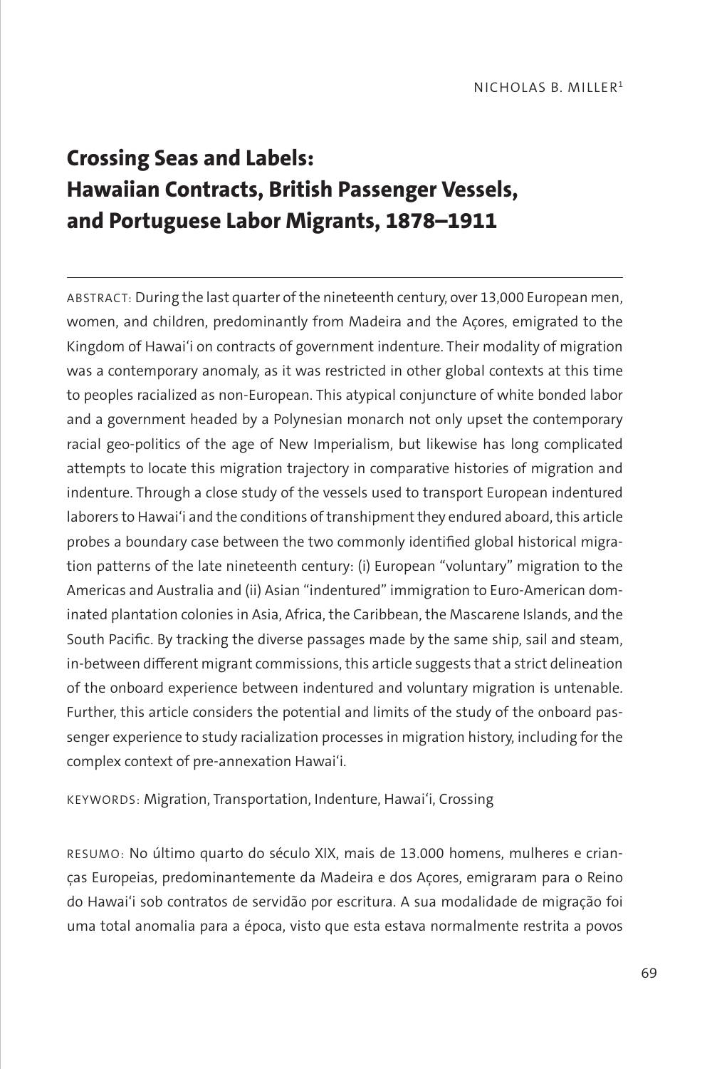NICHOLAS B. MILLER[1]

# Crossing Seas and Labels: Hawaiian Contracts, British Passenger Vessels, and Portuguese Labor Migrants, 1878–1911

ABSTRACT: During the last quarter of the nineteenth century, over 13,000 European men, women, and children, predominantly from Madeira and the Açores, emigrated to the Kingdom of Hawaiʻi on contracts of government indenture. Their modality of migration was a contemporary anomaly, as it was restricted in other global contexts at this time to peoples racialized as non-European. This atypical conjuncture of white bonded labor and a government headed by a Polynesian monarch not only upset the contemporary racial geo-politics of the age of New Imperialism, but likewise has long complicated attempts to locate this migration trajectory in comparative histories of migration and indenture. Through a close study of the vessels used to transport European indentured laborers to Hawaiʻi and the conditions of transhipment they endured aboard, this article probes a boundary case between the two commonly identified global historical migration patterns of the late nineteenth century: (i) European "voluntary" migration to the Americas and Australia and (ii) Asian "indentured" immigration to Euro-American dominated plantation colonies in Asia, Africa, the Caribbean, the Mascarene Islands, and the South Pacific. By tracking the diverse passages made by the same ship, sail and steam, in-between different migrant commissions, this article suggests that a strict delineation of the onboard experience between indentured and voluntary migration is untenable. Further, this article considers the potential and limits of the study of the onboard passenger experience to study racialization processes in migration history, including for the complex context of pre-annexation Hawaiʻi.

KEYWORDS: Migration, Transportation, Indenture, Hawaiʻi, Crossing

RESUMO: No último quarto do século XIX, mais de 13.000 homens, mulheres e crianças Europeias, predominantemente da Madeira e dos Açores, emigraram para o Reino do Hawaiʻi sob contratos de servidão por escritura. A sua modalidade de migração foi uma total anomalia para a época, visto que esta estava normalmente restrita a povos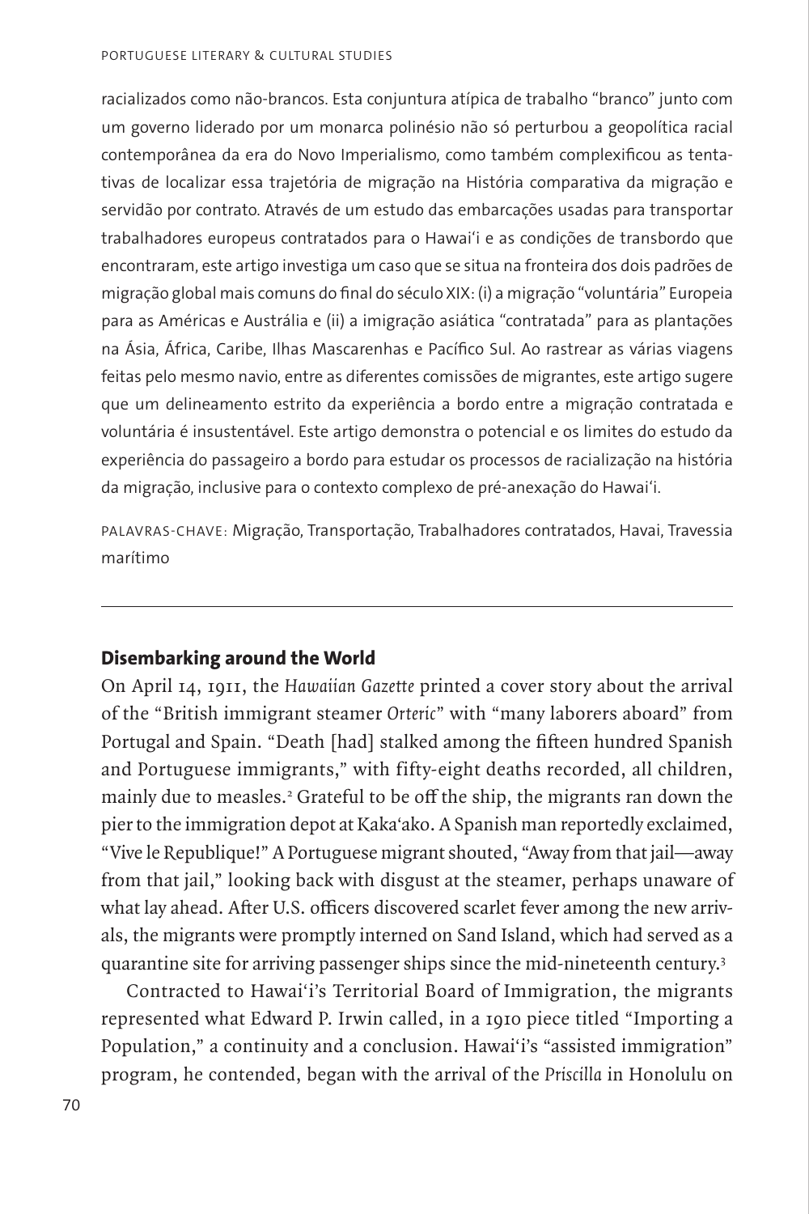racializados como não-brancos. Esta conjuntura atípica de trabalho "branco" junto com um governo liderado por um monarca polinésio não só perturbou a geopolítica racial contemporânea da era do Novo Imperialismo, como também complexificou as tentativas de localizar essa trajetória de migração na História comparativa da migração e servidão por contrato. Através de um estudo das embarcações usadas para transportar trabalhadores europeus contratados para o Hawai'i e as condições de transbordo que encontraram, este artigo investiga um caso que se situa na fronteira dos dois padrões de migração global mais comuns do final do século XIX: (i) a migração "voluntária" Europeia para as Américas e Austrália e (ii) a imigração asiática "contratada" para as plantações na Ásia, África, Caribe, Ilhas Mascarenhas e Pacífico Sul. Ao rastrear as várias viagens feitas pelo mesmo navio, entre as diferentes comissões de migrantes, este artigo sugere que um delineamento estrito da experiência a bordo entre a migração contratada e voluntária é insustentável. Este artigo demonstra o potencial e os limites do estudo da experiência do passageiro a bordo para estudar os processos de racialização na história da migração, inclusive para o contexto complexo de pré-anexação do Hawai'i.

PALAVRAS-CHAVE: Migração, Transportação, Trabalhadores contratados, Havai, Travessia marítimo

---

## Disembarking around the World

On April 14, 1911, the *Hawaiian Gazette* printed a cover story about the arrival of the "British immigrant steamer *Orteric*" with "many laborers aboard" from Portugal and Spain. "Death [had] stalked among the fifteen hundred Spanish and Portuguese immigrants," with fifty-eight deaths recorded, all children, mainly due to measles.[2] Grateful to be off the ship, the migrants ran down the pier to the immigration depot at Kaka'ako. A Spanish man reportedly exclaimed, "Vive le Republique!" A Portuguese migrant shouted, "Away from that jail—away from that jail," looking back with disgust at the steamer, perhaps unaware of what lay ahead. After U.S. officers discovered scarlet fever among the new arrivals, the migrants were promptly interned on Sand Island, which had served as a quarantine site for arriving passenger ships since the mid-nineteenth century.[3]

Contracted to Hawai'i's Territorial Board of Immigration, the migrants represented what Edward P. Irwin called, in a 1910 piece titled "Importing a Population," a continuity and a conclusion. Hawai'i's "assisted immigration" program, he contended, began with the arrival of the *Priscilla* in Honolulu on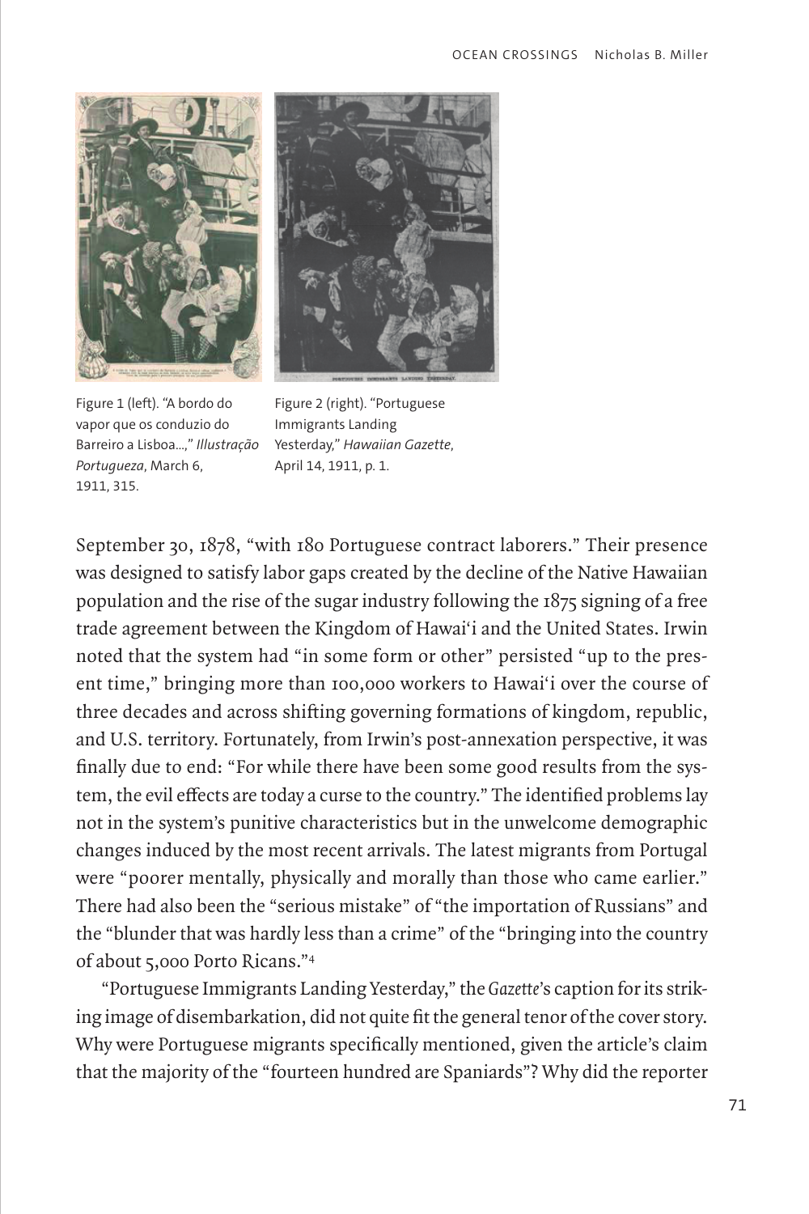Figure 1 (left). "A bordo do vapor que os conduzio do Barreiro a Lisboa...," *Illustração Portugueza*, March 6, 1911, 315.

Figure 2 (right). "Portuguese Immigrants Landing Yesterday," *Hawaiian Gazette*, April 14, 1911, p. 1.

September 30, 1878, "with 180 Portuguese contract laborers." Their presence was designed to satisfy labor gaps created by the decline of the Native Hawaiian population and the rise of the sugar industry following the 1875 signing of a free trade agreement between the Kingdom of Hawaiʻi and the United States. Irwin noted that the system had "in some form or other" persisted "up to the present time," bringing more than 100,000 workers to Hawaiʻi over the course of three decades and across shifting governing formations of kingdom, republic, and U.S. territory. Fortunately, from Irwin's post-annexation perspective, it was finally due to end: "For while there have been some good results from the system, the evil effects are today a curse to the country." The identified problems lay not in the system's punitive characteristics but in the unwelcome demographic changes induced by the most recent arrivals. The latest migrants from Portugal were "poorer mentally, physically and morally than those who came earlier." There had also been the "serious mistake" of "the importation of Russians" and the "blunder that was hardly less than a crime" of the "bringing into the country of about 5,000 Porto Ricans."[4]

"Portuguese Immigrants Landing Yesterday," the *Gazette*'s caption for its striking image of disembarkation, did not quite fit the general tenor of the cover story. Why were Portuguese migrants specifically mentioned, given the article's claim that the majority of the "fourteen hundred are Spaniards"? Why did the reporter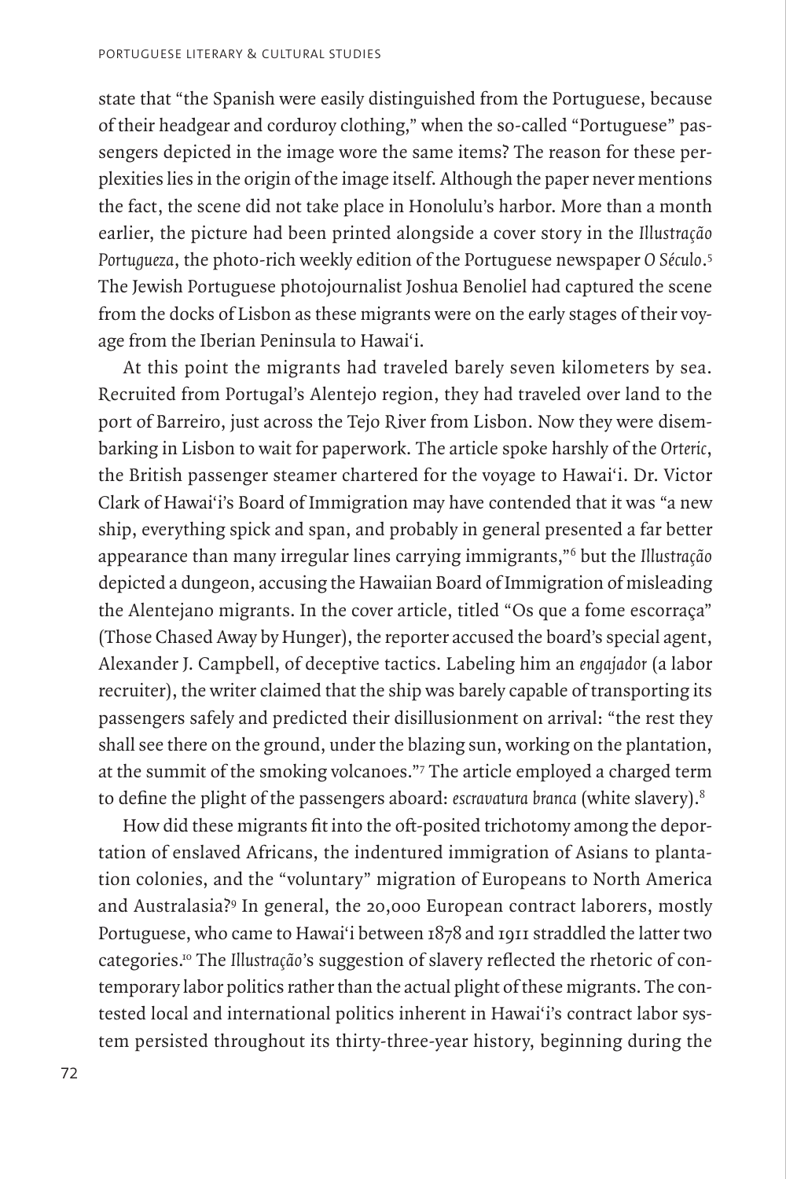state that "the Spanish were easily distinguished from the Portuguese, because of their headgear and corduroy clothing," when the so-called "Portuguese" passengers depicted in the image wore the same items? The reason for these perplexities lies in the origin of the image itself. Although the paper never mentions the fact, the scene did not take place in Honolulu's harbor. More than a month earlier, the picture had been printed alongside a cover story in the *Illustração Portugueza*, the photo-rich weekly edition of the Portuguese newspaper *O Século*.[5] The Jewish Portuguese photojournalist Joshua Benoliel had captured the scene from the docks of Lisbon as these migrants were on the early stages of their voyage from the Iberian Peninsula to Hawai'i.

At this point the migrants had traveled barely seven kilometers by sea. Recruited from Portugal's Alentejo region, they had traveled over land to the port of Barreiro, just across the Tejo River from Lisbon. Now they were disembarking in Lisbon to wait for paperwork. The article spoke harshly of the *Orteric*, the British passenger steamer chartered for the voyage to Hawai'i. Dr. Victor Clark of Hawai'i's Board of Immigration may have contended that it was "a new ship, everything spick and span, and probably in general presented a far better appearance than many irregular lines carrying immigrants,"[6] but the *Illustração* depicted a dungeon, accusing the Hawaiian Board of Immigration of misleading the Alentejano migrants. In the cover article, titled "Os que a fome escorraça" (Those Chased Away by Hunger), the reporter accused the board's special agent, Alexander J. Campbell, of deceptive tactics. Labeling him an *engajador* (a labor recruiter), the writer claimed that the ship was barely capable of transporting its passengers safely and predicted their disillusionment on arrival: "the rest they shall see there on the ground, under the blazing sun, working on the plantation, at the summit of the smoking volcanoes."[7] The article employed a charged term to define the plight of the passengers aboard: *escravatura branca* (white slavery).[8]

How did these migrants fit into the oft-posited trichotomy among the deportation of enslaved Africans, the indentured immigration of Asians to plantation colonies, and the "voluntary" migration of Europeans to North America and Australasia?[9] In general, the 20,000 European contract laborers, mostly Portuguese, who came to Hawai'i between 1878 and 1911 straddled the latter two categories.[10] The *Illustração*'s suggestion of slavery reflected the rhetoric of contemporary labor politics rather than the actual plight of these migrants. The contested local and international politics inherent in Hawai'i's contract labor system persisted throughout its thirty-three-year history, beginning during the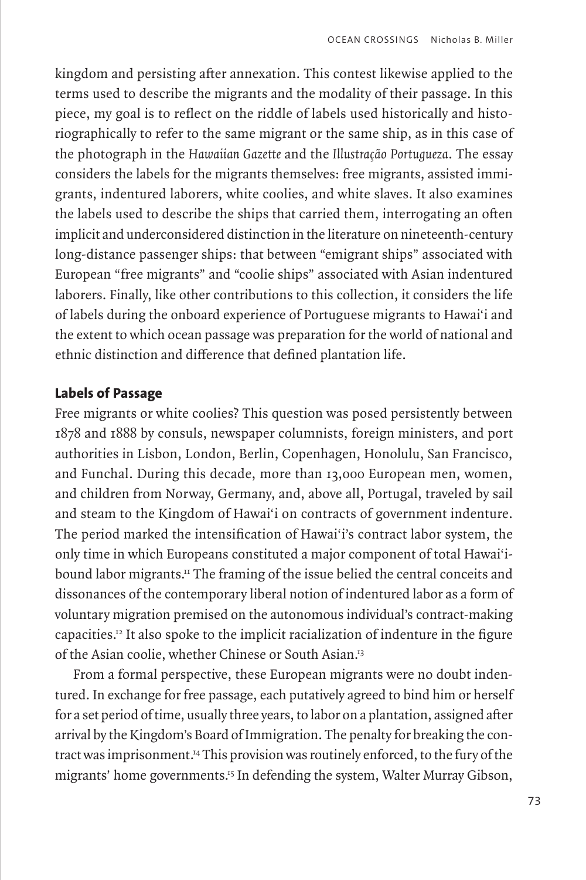kingdom and persisting after annexation. This contest likewise applied to the terms used to describe the migrants and the modality of their passage. In this piece, my goal is to reflect on the riddle of labels used historically and historiographically to refer to the same migrant or the same ship, as in this case of the photograph in the *Hawaiian Gazette* and the *Illustração Portugueza*. The essay considers the labels for the migrants themselves: free migrants, assisted immigrants, indentured laborers, white coolies, and white slaves. It also examines the labels used to describe the ships that carried them, interrogating an often implicit and underconsidered distinction in the literature on nineteenth-century long-distance passenger ships: that between "emigrant ships" associated with European "free migrants" and "coolie ships" associated with Asian indentured laborers. Finally, like other contributions to this collection, it considers the life of labels during the onboard experience of Portuguese migrants to Hawai'i and the extent to which ocean passage was preparation for the world of national and ethnic distinction and difference that defined plantation life.

## Labels of Passage

Free migrants or white coolies? This question was posed persistently between 1878 and 1888 by consuls, newspaper columnists, foreign ministers, and port authorities in Lisbon, London, Berlin, Copenhagen, Honolulu, San Francisco, and Funchal. During this decade, more than 13,000 European men, women, and children from Norway, Germany, and, above all, Portugal, traveled by sail and steam to the Kingdom of Hawai'i on contracts of government indenture. The period marked the intensification of Hawai'i's contract labor system, the only time in which Europeans constituted a major component of total Hawai'i-bound labor migrants.[11] The framing of the issue belied the central conceits and dissonances of the contemporary liberal notion of indentured labor as a form of voluntary migration premised on the autonomous individual's contract-making capacities.[12] It also spoke to the implicit racialization of indenture in the figure of the Asian coolie, whether Chinese or South Asian.[13]

From a formal perspective, these European migrants were no doubt indentured. In exchange for free passage, each putatively agreed to bind him or herself for a set period of time, usually three years, to labor on a plantation, assigned after arrival by the Kingdom's Board of Immigration. The penalty for breaking the contract was imprisonment.[14] This provision was routinely enforced, to the fury of the migrants' home governments.[15] In defending the system, Walter Murray Gibson,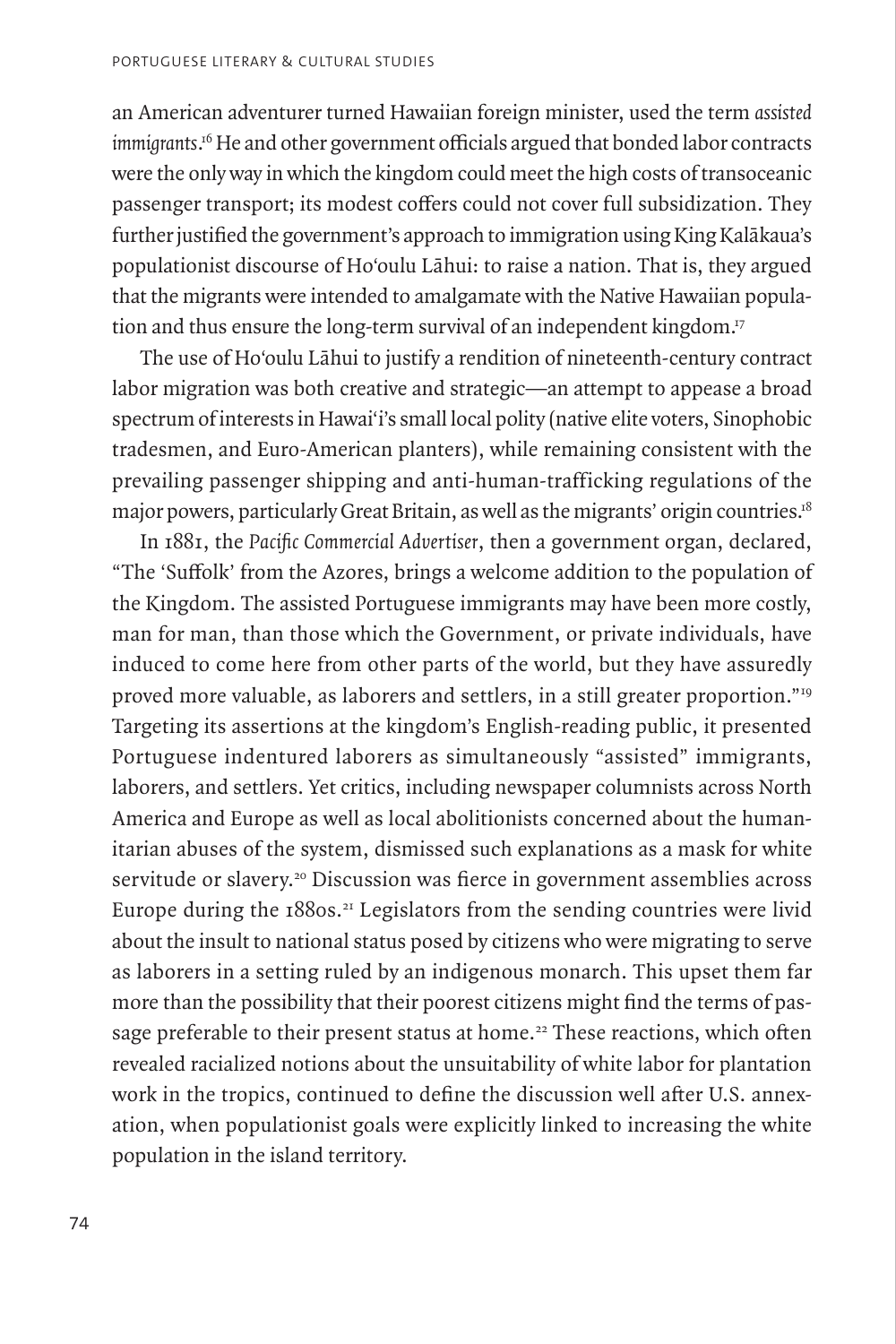an American adventurer turned Hawaiian foreign minister, used the term *assisted immigrants*.[16] He and other government officials argued that bonded labor contracts were the only way in which the kingdom could meet the high costs of transoceanic passenger transport; its modest coffers could not cover full subsidization. They further justified the government's approach to immigration using King Kalākaua's populationist discourse of Hoʻoulu Lāhui: to raise a nation. That is, they argued that the migrants were intended to amalgamate with the Native Hawaiian population and thus ensure the long-term survival of an independent kingdom.[17]

The use of Hoʻoulu Lāhui to justify a rendition of nineteenth-century contract labor migration was both creative and strategic—an attempt to appease a broad spectrum of interests in Hawaiʻi's small local polity (native elite voters, Sinophobic tradesmen, and Euro-American planters), while remaining consistent with the prevailing passenger shipping and anti-human-trafficking regulations of the major powers, particularly Great Britain, as well as the migrants' origin countries.[18]

In 1881, the *Pacific Commercial Advertiser*, then a government organ, declared, "The 'Suffolk' from the Azores, brings a welcome addition to the population of the Kingdom. The assisted Portuguese immigrants may have been more costly, man for man, than those which the Government, or private individuals, have induced to come here from other parts of the world, but they have assuredly proved more valuable, as laborers and settlers, in a still greater proportion."[19] Targeting its assertions at the kingdom's English-reading public, it presented Portuguese indentured laborers as simultaneously "assisted" immigrants, laborers, and settlers. Yet critics, including newspaper columnists across North America and Europe as well as local abolitionists concerned about the humanitarian abuses of the system, dismissed such explanations as a mask for white servitude or slavery.[20] Discussion was fierce in government assemblies across Europe during the 1880s.[21] Legislators from the sending countries were livid about the insult to national status posed by citizens who were migrating to serve as laborers in a setting ruled by an indigenous monarch. This upset them far more than the possibility that their poorest citizens might find the terms of passage preferable to their present status at home.[22] These reactions, which often revealed racialized notions about the unsuitability of white labor for plantation work in the tropics, continued to define the discussion well after U.S. annexation, when populationist goals were explicitly linked to increasing the white population in the island territory.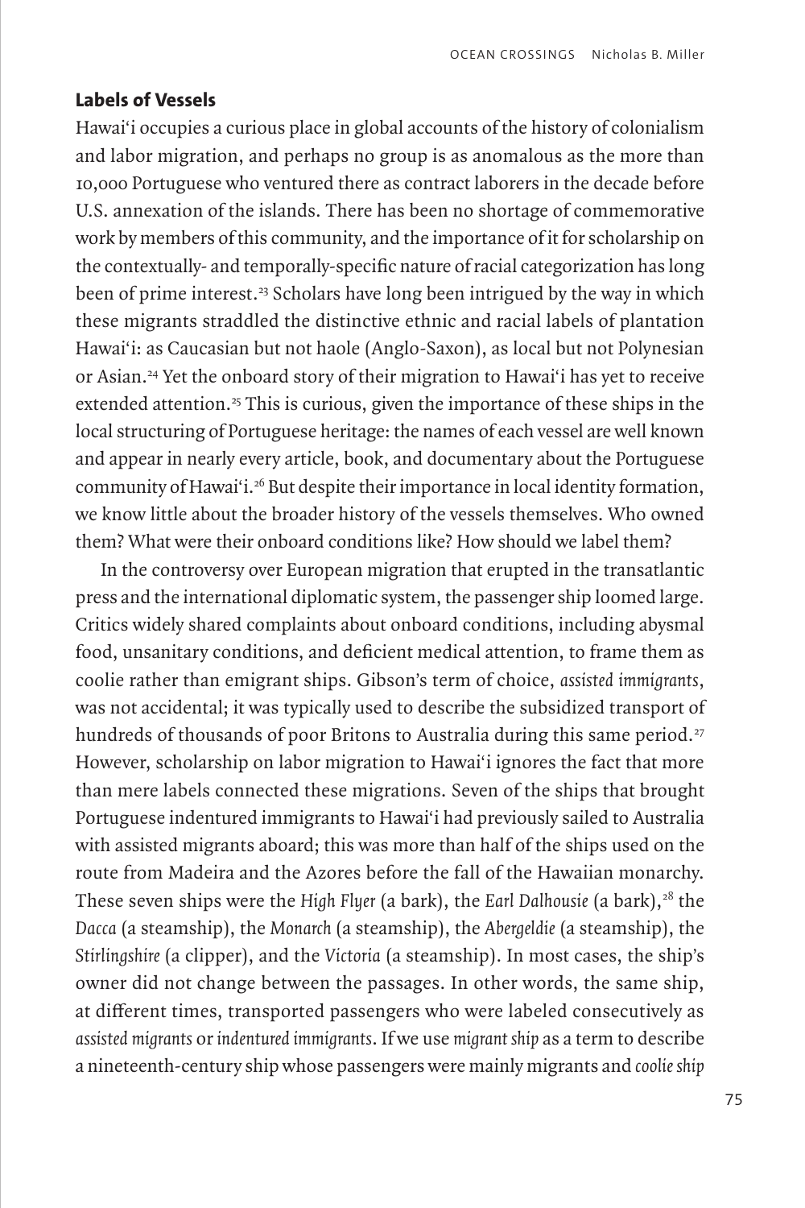## Labels of Vessels

Hawai'i occupies a curious place in global accounts of the history of colonialism and labor migration, and perhaps no group is as anomalous as the more than 10,000 Portuguese who ventured there as contract laborers in the decade before U.S. annexation of the islands. There has been no shortage of commemorative work by members of this community, and the importance of it for scholarship on the contextually- and temporally-specific nature of racial categorization has long been of prime interest.[23] Scholars have long been intrigued by the way in which these migrants straddled the distinctive ethnic and racial labels of plantation Hawai'i: as Caucasian but not haole (Anglo-Saxon), as local but not Polynesian or Asian.[24] Yet the onboard story of their migration to Hawai'i has yet to receive extended attention.[25] This is curious, given the importance of these ships in the local structuring of Portuguese heritage: the names of each vessel are well known and appear in nearly every article, book, and documentary about the Portuguese community of Hawai'i.[26] But despite their importance in local identity formation, we know little about the broader history of the vessels themselves. Who owned them? What were their onboard conditions like? How should we label them?

In the controversy over European migration that erupted in the transatlantic press and the international diplomatic system, the passenger ship loomed large. Critics widely shared complaints about onboard conditions, including abysmal food, unsanitary conditions, and deficient medical attention, to frame them as coolie rather than emigrant ships. Gibson's term of choice, *assisted immigrants*, was not accidental; it was typically used to describe the subsidized transport of hundreds of thousands of poor Britons to Australia during this same period.[27] However, scholarship on labor migration to Hawai'i ignores the fact that more than mere labels connected these migrations. Seven of the ships that brought Portuguese indentured immigrants to Hawai'i had previously sailed to Australia with assisted migrants aboard; this was more than half of the ships used on the route from Madeira and the Azores before the fall of the Hawaiian monarchy. These seven ships were the *High Flyer* (a bark), the *Earl Dalhousie* (a bark),[28] the *Dacca* (a steamship), the *Monarch* (a steamship), the *Abergeldie* (a steamship), the *Stirlingshire* (a clipper), and the *Victoria* (a steamship). In most cases, the ship's owner did not change between the passages. In other words, the same ship, at different times, transported passengers who were labeled consecutively as *assisted migrants* or *indentured immigrants*. If we use *migrant ship* as a term to describe a nineteenth-century ship whose passengers were mainly migrants and *coolie ship*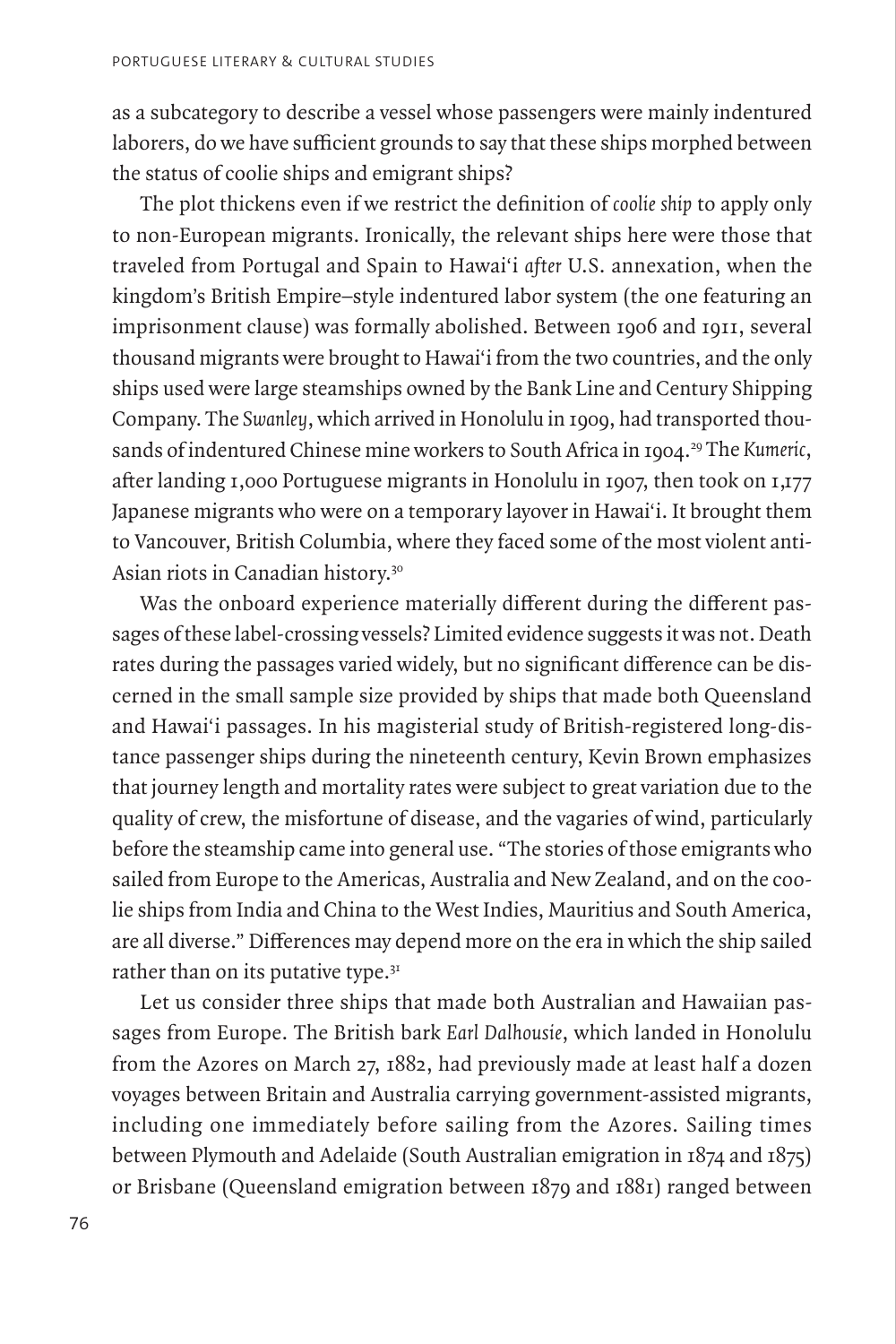as a subcategory to describe a vessel whose passengers were mainly indentured laborers, do we have sufficient grounds to say that these ships morphed between the status of coolie ships and emigrant ships?

The plot thickens even if we restrict the definition of *coolie ship* to apply only to non-European migrants. Ironically, the relevant ships here were those that traveled from Portugal and Spain to Hawai'i *after* U.S. annexation, when the kingdom's British Empire–style indentured labor system (the one featuring an imprisonment clause) was formally abolished. Between 1906 and 1911, several thousand migrants were brought to Hawai'i from the two countries, and the only ships used were large steamships owned by the Bank Line and Century Shipping Company. The *Swanley*, which arrived in Honolulu in 1909, had transported thousands of indentured Chinese mine workers to South Africa in 1904.[29] The *Kumeric*, after landing 1,000 Portuguese migrants in Honolulu in 1907, then took on 1,177 Japanese migrants who were on a temporary layover in Hawai'i. It brought them to Vancouver, British Columbia, where they faced some of the most violent anti-Asian riots in Canadian history.[30]

Was the onboard experience materially different during the different passages of these label-crossing vessels? Limited evidence suggests it was not. Death rates during the passages varied widely, but no significant difference can be discerned in the small sample size provided by ships that made both Queensland and Hawai'i passages. In his magisterial study of British-registered long-distance passenger ships during the nineteenth century, Kevin Brown emphasizes that journey length and mortality rates were subject to great variation due to the quality of crew, the misfortune of disease, and the vagaries of wind, particularly before the steamship came into general use. "The stories of those emigrants who sailed from Europe to the Americas, Australia and New Zealand, and on the coolie ships from India and China to the West Indies, Mauritius and South America, are all diverse." Differences may depend more on the era in which the ship sailed rather than on its putative type.[31]

Let us consider three ships that made both Australian and Hawaiian passages from Europe. The British bark *Earl Dalhousie*, which landed in Honolulu from the Azores on March 27, 1882, had previously made at least half a dozen voyages between Britain and Australia carrying government-assisted migrants, including one immediately before sailing from the Azores. Sailing times between Plymouth and Adelaide (South Australian emigration in 1874 and 1875) or Brisbane (Queensland emigration between 1879 and 1881) ranged between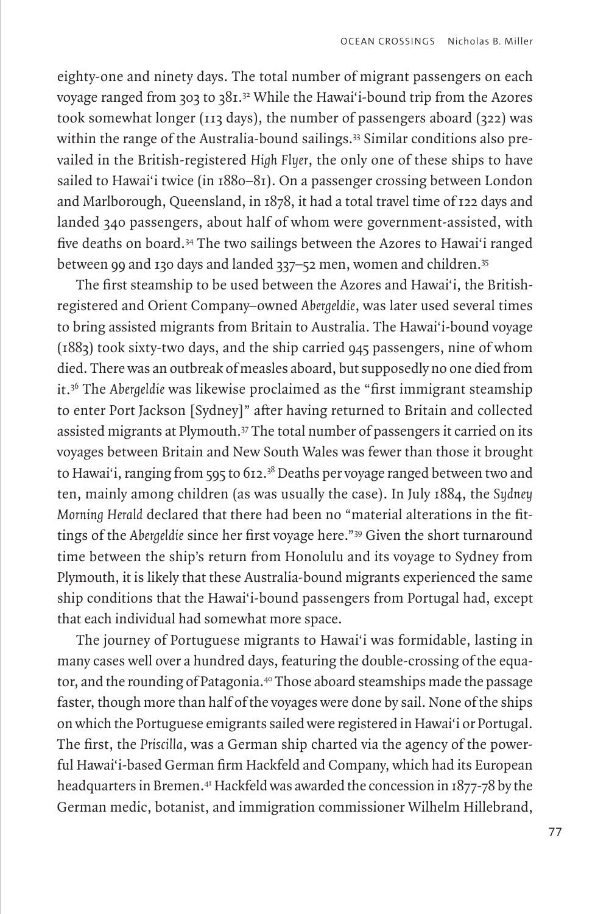eighty-one and ninety days. The total number of migrant passengers on each voyage ranged from 303 to 381.[32] While the Hawai'i-bound trip from the Azores took somewhat longer (113 days), the number of passengers aboard (322) was within the range of the Australia-bound sailings.[33] Similar conditions also prevailed in the British-registered *High Flyer*, the only one of these ships to have sailed to Hawai'i twice (in 1880–81). On a passenger crossing between London and Marlborough, Queensland, in 1878, it had a total travel time of 122 days and landed 340 passengers, about half of whom were government-assisted, with five deaths on board.[34] The two sailings between the Azores to Hawai'i ranged between 99 and 130 days and landed 337–52 men, women and children.[35]

The first steamship to be used between the Azores and Hawai'i, the British-registered and Orient Company–owned *Abergeldie*, was later used several times to bring assisted migrants from Britain to Australia. The Hawai'i-bound voyage (1883) took sixty-two days, and the ship carried 945 passengers, nine of whom died. There was an outbreak of measles aboard, but supposedly no one died from it.[36] The *Abergeldie* was likewise proclaimed as the "first immigrant steamship to enter Port Jackson [Sydney]" after having returned to Britain and collected assisted migrants at Plymouth.[37] The total number of passengers it carried on its voyages between Britain and New South Wales was fewer than those it brought to Hawai'i, ranging from 595 to 612.[38] Deaths per voyage ranged between two and ten, mainly among children (as was usually the case). In July 1884, the *Sydney Morning Herald* declared that there had been no "material alterations in the fittings of the *Abergeldie* since her first voyage here."[39] Given the short turnaround time between the ship's return from Honolulu and its voyage to Sydney from Plymouth, it is likely that these Australia-bound migrants experienced the same ship conditions that the Hawai'i-bound passengers from Portugal had, except that each individual had somewhat more space.

The journey of Portuguese migrants to Hawai'i was formidable, lasting in many cases well over a hundred days, featuring the double-crossing of the equator, and the rounding of Patagonia.[40] Those aboard steamships made the passage faster, though more than half of the voyages were done by sail. None of the ships on which the Portuguese emigrants sailed were registered in Hawai'i or Portugal. The first, the *Priscilla*, was a German ship charted via the agency of the powerful Hawai'i-based German firm Hackfeld and Company, which had its European headquarters in Bremen.[41] Hackfeld was awarded the concession in 1877-78 by the German medic, botanist, and immigration commissioner Wilhelm Hillebrand,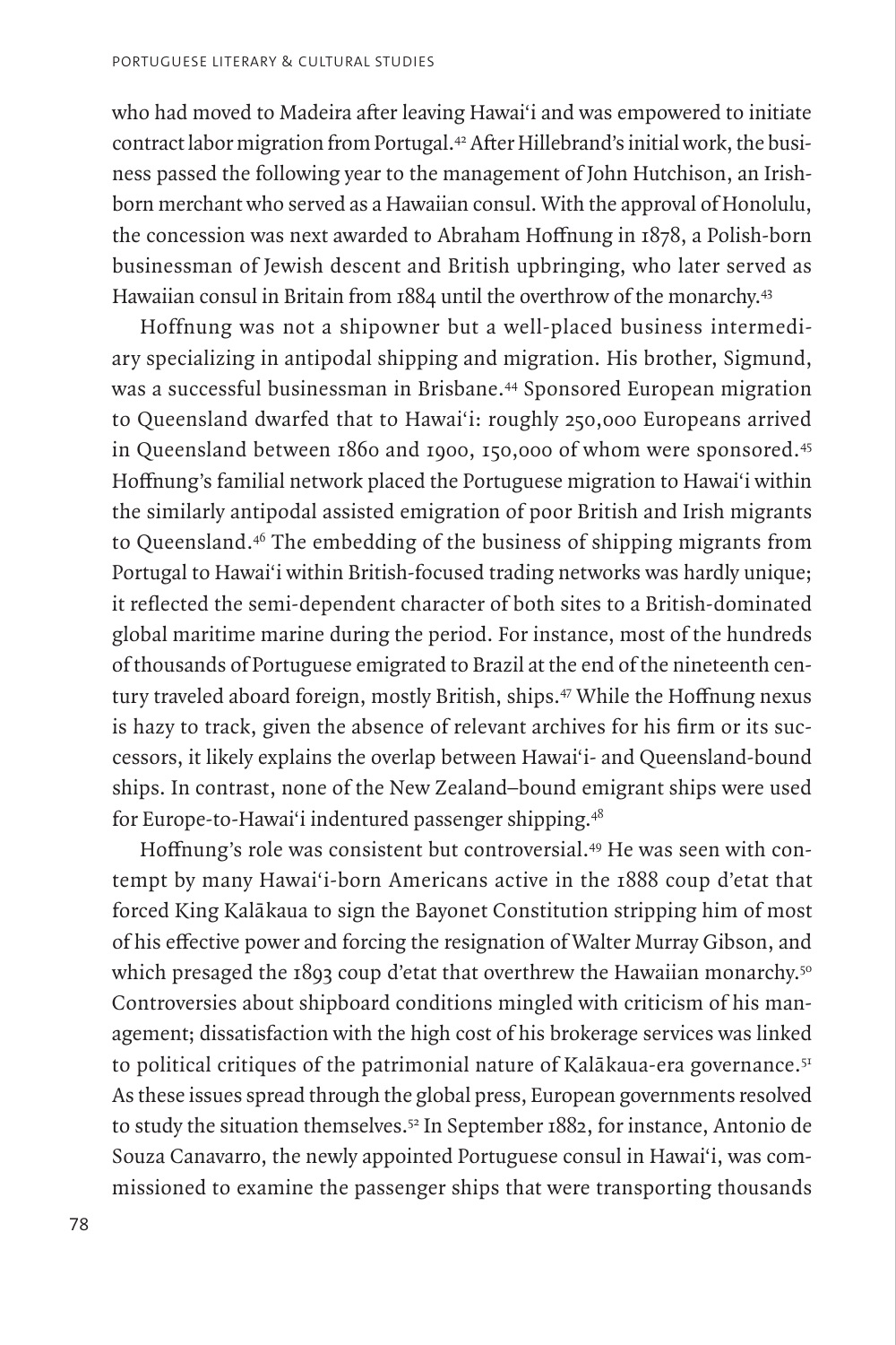who had moved to Madeira after leaving Hawai'i and was empowered to initiate contract labor migration from Portugal.[42] After Hillebrand's initial work, the business passed the following year to the management of John Hutchison, an Irish-born merchant who served as a Hawaiian consul. With the approval of Honolulu, the concession was next awarded to Abraham Hoffnung in 1878, a Polish-born businessman of Jewish descent and British upbringing, who later served as Hawaiian consul in Britain from 1884 until the overthrow of the monarchy.[43]

Hoffnung was not a shipowner but a well-placed business intermediary specializing in antipodal shipping and migration. His brother, Sigmund, was a successful businessman in Brisbane.[44] Sponsored European migration to Queensland dwarfed that to Hawai'i: roughly 250,000 Europeans arrived in Queensland between 1860 and 1900, 150,000 of whom were sponsored.[45] Hoffnung's familial network placed the Portuguese migration to Hawai'i within the similarly antipodal assisted emigration of poor British and Irish migrants to Queensland.[46] The embedding of the business of shipping migrants from Portugal to Hawai'i within British-focused trading networks was hardly unique; it reflected the semi-dependent character of both sites to a British-dominated global maritime marine during the period. For instance, most of the hundreds of thousands of Portuguese emigrated to Brazil at the end of the nineteenth century traveled aboard foreign, mostly British, ships.[47] While the Hoffnung nexus is hazy to track, given the absence of relevant archives for his firm or its successors, it likely explains the overlap between Hawai'i- and Queensland-bound ships. In contrast, none of the New Zealand–bound emigrant ships were used for Europe-to-Hawai'i indentured passenger shipping.[48]

Hoffnung's role was consistent but controversial.[49] He was seen with contempt by many Hawai'i-born Americans active in the 1888 coup d'etat that forced King Kalākaua to sign the Bayonet Constitution stripping him of most of his effective power and forcing the resignation of Walter Murray Gibson, and which presaged the 1893 coup d'etat that overthrew the Hawaiian monarchy.[50] Controversies about shipboard conditions mingled with criticism of his management; dissatisfaction with the high cost of his brokerage services was linked to political critiques of the patrimonial nature of Kalākaua-era governance.[51] As these issues spread through the global press, European governments resolved to study the situation themselves.[52] In September 1882, for instance, Antonio de Souza Canavarro, the newly appointed Portuguese consul in Hawai'i, was commissioned to examine the passenger ships that were transporting thousands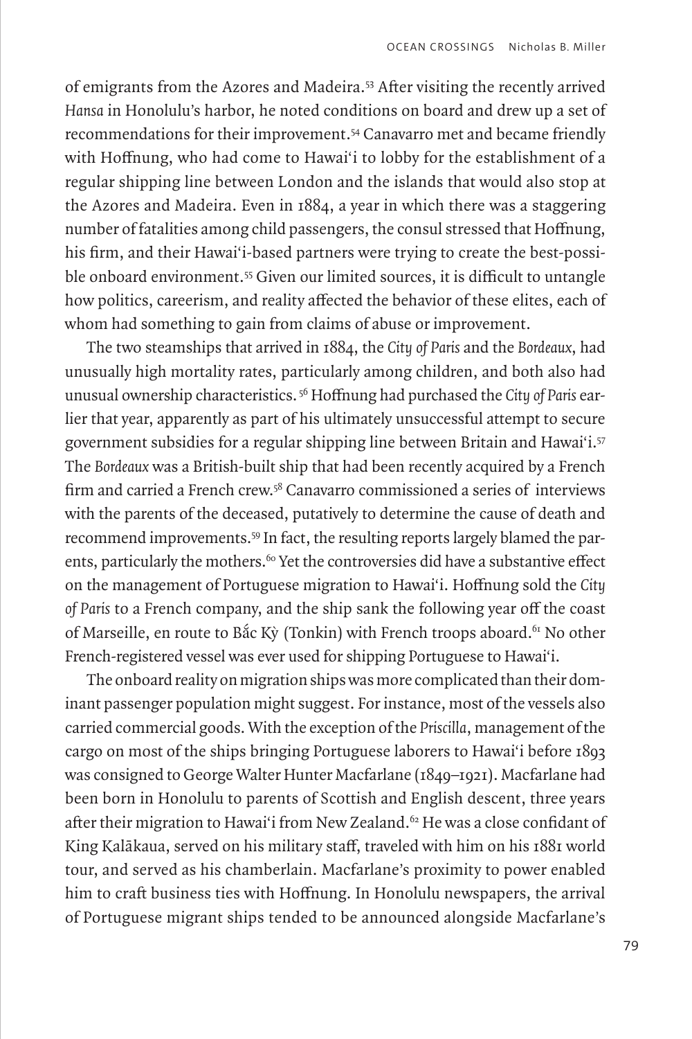of emigrants from the Azores and Madeira.[53] After visiting the recently arrived *Hansa* in Honolulu's harbor, he noted conditions on board and drew up a set of recommendations for their improvement.[54] Canavarro met and became friendly with Hoffnung, who had come to Hawai'i to lobby for the establishment of a regular shipping line between London and the islands that would also stop at the Azores and Madeira. Even in 1884, a year in which there was a staggering number of fatalities among child passengers, the consul stressed that Hoffnung, his firm, and their Hawai'i-based partners were trying to create the best-possible onboard environment.[55] Given our limited sources, it is difficult to untangle how politics, careerism, and reality affected the behavior of these elites, each of whom had something to gain from claims of abuse or improvement.

The two steamships that arrived in 1884, the *City of Paris* and the *Bordeaux*, had unusually high mortality rates, particularly among children, and both also had unusual ownership characteristics.[56] Hoffnung had purchased the *City of Paris* earlier that year, apparently as part of his ultimately unsuccessful attempt to secure government subsidies for a regular shipping line between Britain and Hawai'i.[57] The *Bordeaux* was a British-built ship that had been recently acquired by a French firm and carried a French crew.[58] Canavarro commissioned a series of interviews with the parents of the deceased, putatively to determine the cause of death and recommend improvements.[59] In fact, the resulting reports largely blamed the parents, particularly the mothers.[60] Yet the controversies did have a substantive effect on the management of Portuguese migration to Hawai'i. Hoffnung sold the *City of Paris* to a French company, and the ship sank the following year off the coast of Marseille, en route to Bắc Kỳ (Tonkin) with French troops aboard.[61] No other French-registered vessel was ever used for shipping Portuguese to Hawai'i.

The onboard reality on migration ships was more complicated than their dominant passenger population might suggest. For instance, most of the vessels also carried commercial goods. With the exception of the *Priscilla*, management of the cargo on most of the ships bringing Portuguese laborers to Hawai'i before 1893 was consigned to George Walter Hunter Macfarlane (1849–1921). Macfarlane had been born in Honolulu to parents of Scottish and English descent, three years after their migration to Hawai'i from New Zealand.[62] He was a close confidant of King Kalākaua, served on his military staff, traveled with him on his 1881 world tour, and served as his chamberlain. Macfarlane's proximity to power enabled him to craft business ties with Hoffnung. In Honolulu newspapers, the arrival of Portuguese migrant ships tended to be announced alongside Macfarlane's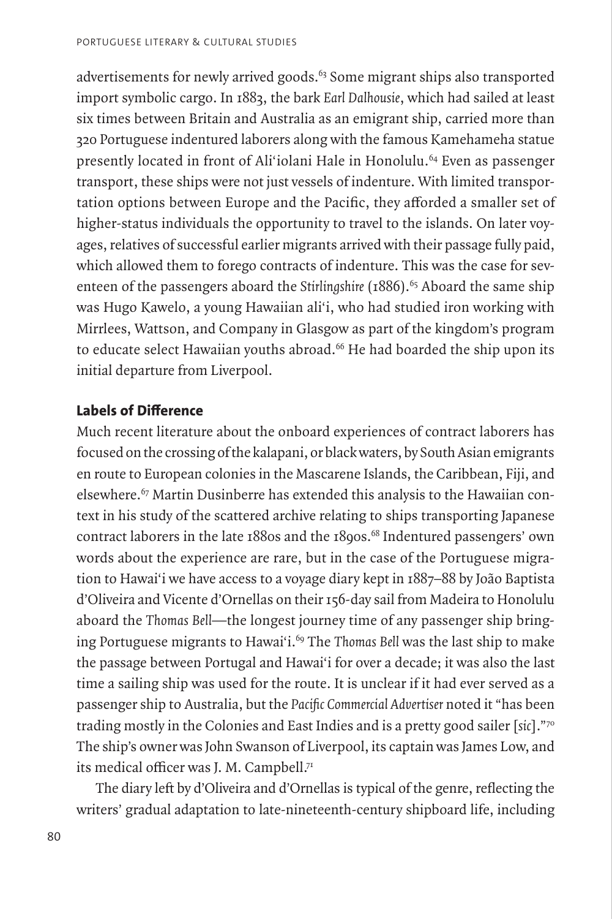advertisements for newly arrived goods.[63] Some migrant ships also transported import symbolic cargo. In 1883, the bark *Earl Dalhousie*, which had sailed at least six times between Britain and Australia as an emigrant ship, carried more than 320 Portuguese indentured laborers along with the famous Kamehameha statue presently located in front of Aliʻiolani Hale in Honolulu.[64] Even as passenger transport, these ships were not just vessels of indenture. With limited transportation options between Europe and the Pacific, they afforded a smaller set of higher-status individuals the opportunity to travel to the islands. On later voyages, relatives of successful earlier migrants arrived with their passage fully paid, which allowed them to forego contracts of indenture. This was the case for seventeen of the passengers aboard the *Stirlingshire* (1886).[65] Aboard the same ship was Hugo Kawelo, a young Hawaiian aliʻi, who had studied iron working with Mirrlees, Wattson, and Company in Glasgow as part of the kingdom's program to educate select Hawaiian youths abroad.[66] He had boarded the ship upon its initial departure from Liverpool.

## Labels of Difference

Much recent literature about the onboard experiences of contract laborers has focused on the crossing of the kalapani, or black waters, by South Asian emigrants en route to European colonies in the Mascarene Islands, the Caribbean, Fiji, and elsewhere.[67] Martin Dusinberre has extended this analysis to the Hawaiian context in his study of the scattered archive relating to ships transporting Japanese contract laborers in the late 1880s and the 1890s.[68] Indentured passengers' own words about the experience are rare, but in the case of the Portuguese migration to Hawaiʻi we have access to a voyage diary kept in 1887–88 by João Baptista d'Oliveira and Vicente d'Ornellas on their 156-day sail from Madeira to Honolulu aboard the *Thomas Bell*—the longest journey time of any passenger ship bringing Portuguese migrants to Hawaiʻi.[69] The *Thomas Bell* was the last ship to make the passage between Portugal and Hawaiʻi for over a decade; it was also the last time a sailing ship was used for the route. It is unclear if it had ever served as a passenger ship to Australia, but the *Pacific Commercial Advertiser* noted it "has been trading mostly in the Colonies and East Indies and is a pretty good sailer [*sic*]."[70] The ship's owner was John Swanson of Liverpool, its captain was James Low, and its medical officer was J. M. Campbell.[71]

The diary left by d'Oliveira and d'Ornellas is typical of the genre, reflecting the writers' gradual adaptation to late-nineteenth-century shipboard life, including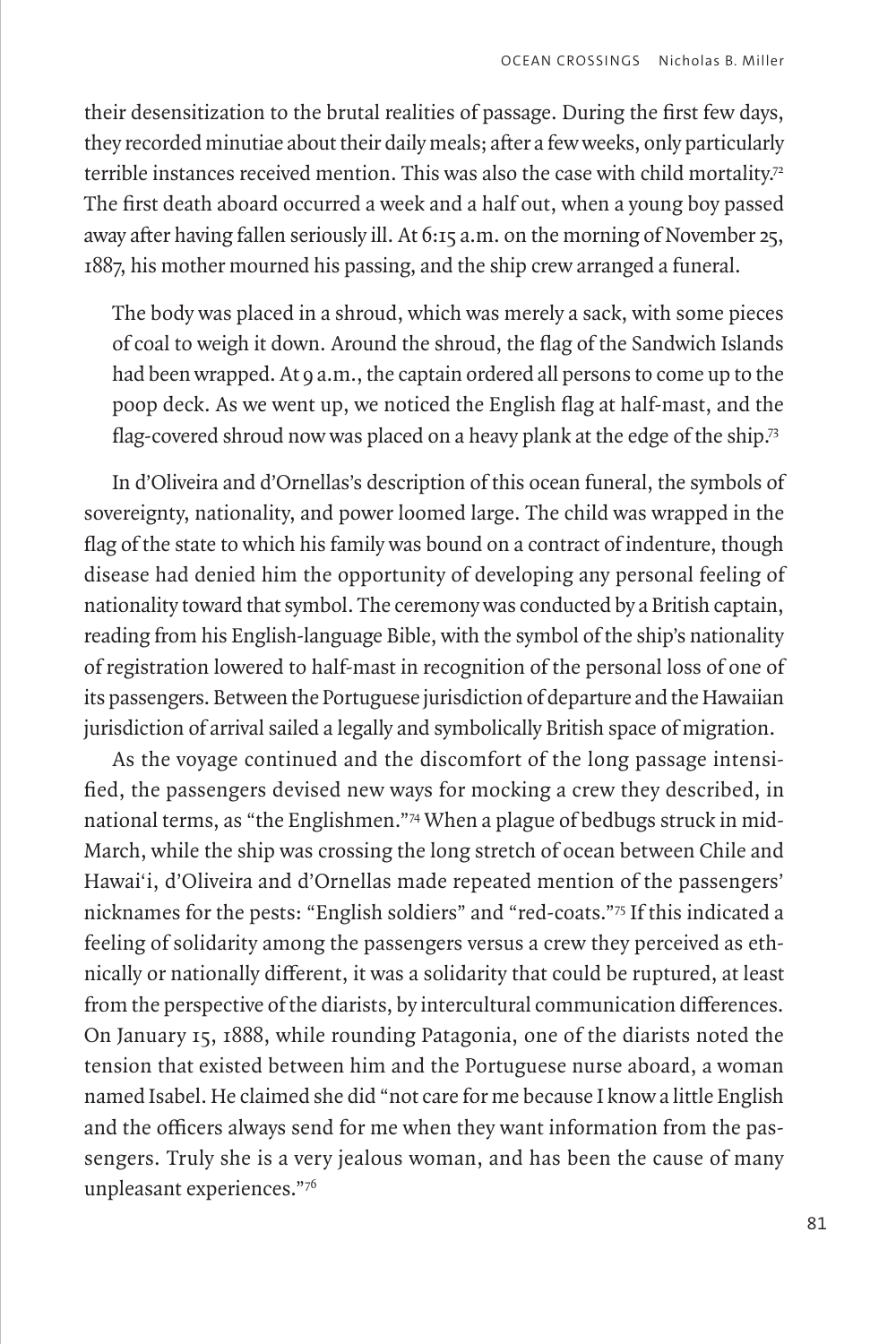their desensitization to the brutal realities of passage. During the first few days, they recorded minutiae about their daily meals; after a few weeks, only particularly terrible instances received mention. This was also the case with child mortality.[72] The first death aboard occurred a week and a half out, when a young boy passed away after having fallen seriously ill. At 6:15 a.m. on the morning of November 25, 1887, his mother mourned his passing, and the ship crew arranged a funeral.

> The body was placed in a shroud, which was merely a sack, with some pieces of coal to weigh it down. Around the shroud, the flag of the Sandwich Islands had been wrapped. At 9 a.m., the captain ordered all persons to come up to the poop deck. As we went up, we noticed the English flag at half-mast, and the flag-covered shroud now was placed on a heavy plank at the edge of the ship.[73]

In d'Oliveira and d'Ornellas's description of this ocean funeral, the symbols of sovereignty, nationality, and power loomed large. The child was wrapped in the flag of the state to which his family was bound on a contract of indenture, though disease had denied him the opportunity of developing any personal feeling of nationality toward that symbol. The ceremony was conducted by a British captain, reading from his English-language Bible, with the symbol of the ship's nationality of registration lowered to half-mast in recognition of the personal loss of one of its passengers. Between the Portuguese jurisdiction of departure and the Hawaiian jurisdiction of arrival sailed a legally and symbolically British space of migration.

As the voyage continued and the discomfort of the long passage intensified, the passengers devised new ways for mocking a crew they described, in national terms, as "the Englishmen."[74] When a plague of bedbugs struck in mid-March, while the ship was crossing the long stretch of ocean between Chile and Hawai'i, d'Oliveira and d'Ornellas made repeated mention of the passengers' nicknames for the pests: "English soldiers" and "red-coats."[75] If this indicated a feeling of solidarity among the passengers versus a crew they perceived as ethnically or nationally different, it was a solidarity that could be ruptured, at least from the perspective of the diarists, by intercultural communication differences. On January 15, 1888, while rounding Patagonia, one of the diarists noted the tension that existed between him and the Portuguese nurse aboard, a woman named Isabel. He claimed she did "not care for me because I know a little English and the officers always send for me when they want information from the passengers. Truly she is a very jealous woman, and has been the cause of many unpleasant experiences."[76]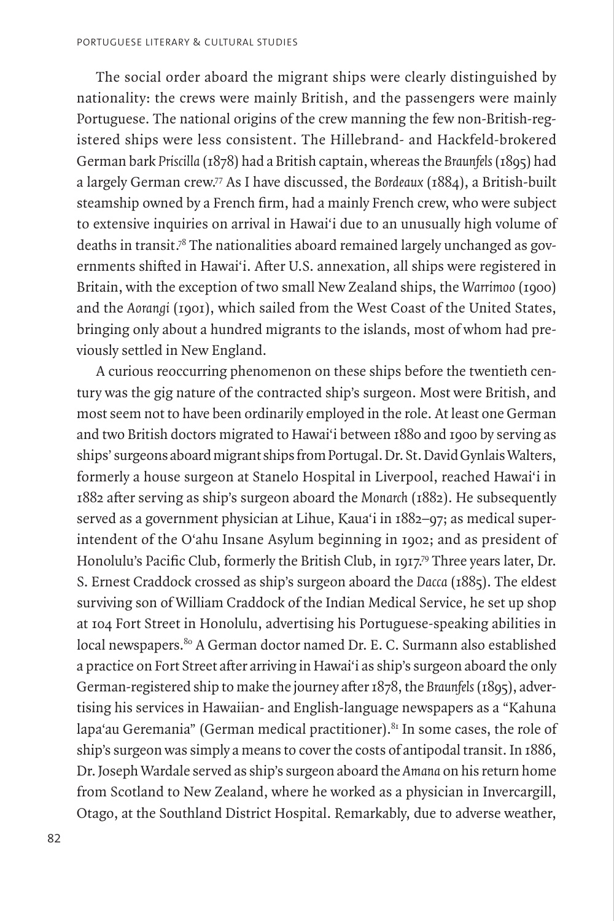The social order aboard the migrant ships were clearly distinguished by nationality: the crews were mainly British, and the passengers were mainly Portuguese. The national origins of the crew manning the few non-British-registered ships were less consistent. The Hillebrand- and Hackfeld-brokered German bark *Priscilla* (1878) had a British captain, whereas the *Braunfels* (1895) had a largely German crew.[77] As I have discussed, the *Bordeaux* (1884), a British-built steamship owned by a French firm, had a mainly French crew, who were subject to extensive inquiries on arrival in Hawaiʻi due to an unusually high volume of deaths in transit.[78] The nationalities aboard remained largely unchanged as governments shifted in Hawaiʻi. After U.S. annexation, all ships were registered in Britain, with the exception of two small New Zealand ships, the *Warrimoo* (1900) and the *Aorangi* (1901), which sailed from the West Coast of the United States, bringing only about a hundred migrants to the islands, most of whom had previously settled in New England.

A curious reoccurring phenomenon on these ships before the twentieth century was the gig nature of the contracted ship's surgeon. Most were British, and most seem not to have been ordinarily employed in the role. At least one German and two British doctors migrated to Hawaiʻi between 1880 and 1900 by serving as ships' surgeons aboard migrant ships from Portugal. Dr. St. David Gynlais Walters, formerly a house surgeon at Stanelo Hospital in Liverpool, reached Hawaiʻi in 1882 after serving as ship's surgeon aboard the *Monarch* (1882). He subsequently served as a government physician at Lihue, Kauaʻi in 1882–97; as medical superintendent of the Oʻahu Insane Asylum beginning in 1902; and as president of Honolulu's Pacific Club, formerly the British Club, in 1917.[79] Three years later, Dr. S. Ernest Craddock crossed as ship's surgeon aboard the *Dacca* (1885). The eldest surviving son of William Craddock of the Indian Medical Service, he set up shop at 104 Fort Street in Honolulu, advertising his Portuguese-speaking abilities in local newspapers.[80] A German doctor named Dr. E. C. Surmann also established a practice on Fort Street after arriving in Hawaiʻi as ship's surgeon aboard the only German-registered ship to make the journey after 1878, the *Braunfels* (1895), advertising his services in Hawaiian- and English-language newspapers as a "Kahuna lapaʻau Geremania" (German medical practitioner).[81] In some cases, the role of ship's surgeon was simply a means to cover the costs of antipodal transit. In 1886, Dr. Joseph Wardale served as ship's surgeon aboard the *Amana* on his return home from Scotland to New Zealand, where he worked as a physician in Invercargill, Otago, at the Southland District Hospital. Remarkably, due to adverse weather,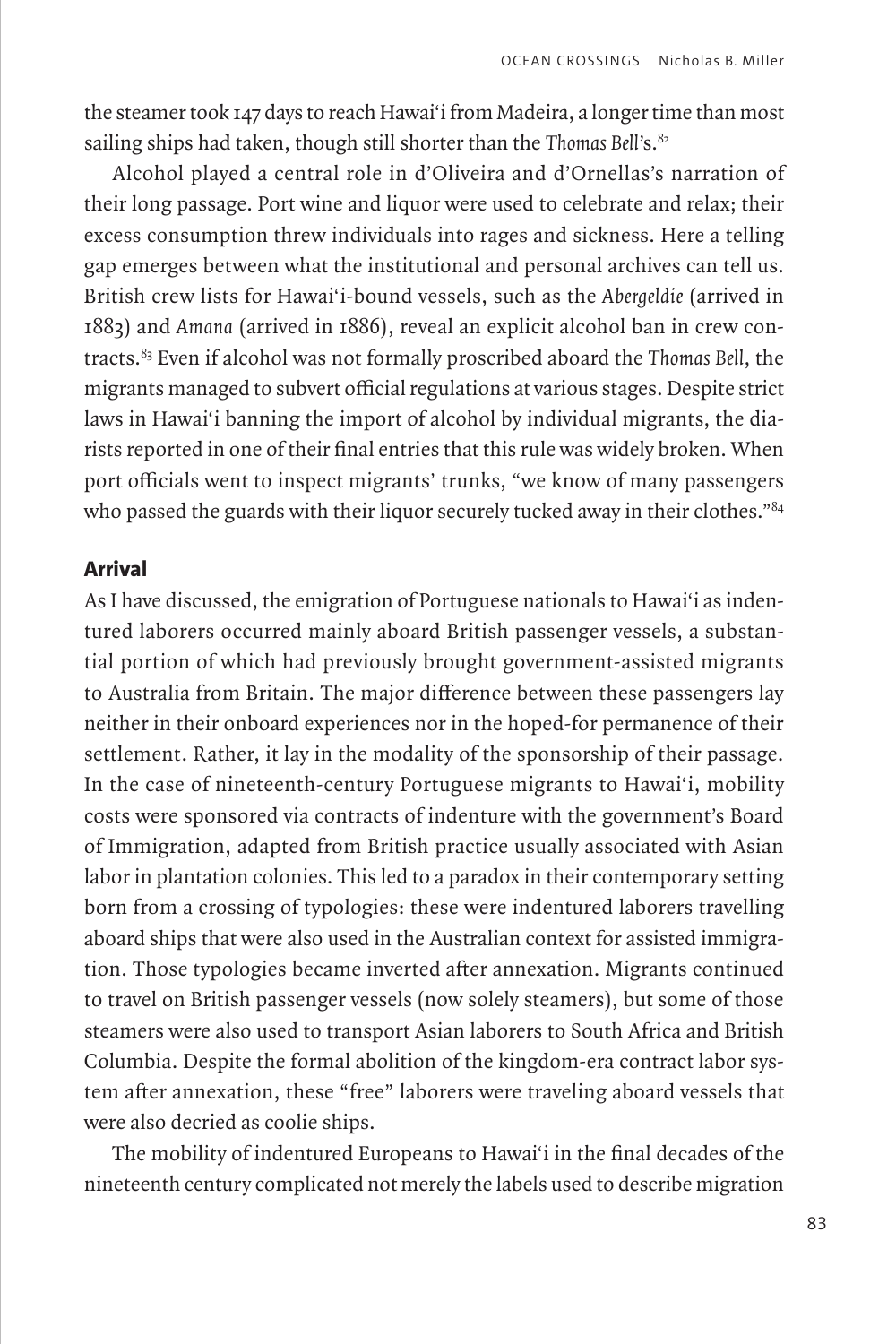the steamer took 147 days to reach Hawai'i from Madeira, a longer time than most sailing ships had taken, though still shorter than the *Thomas Bell*'s.[82]

Alcohol played a central role in d'Oliveira and d'Ornellas's narration of their long passage. Port wine and liquor were used to celebrate and relax; their excess consumption threw individuals into rages and sickness. Here a telling gap emerges between what the institutional and personal archives can tell us. British crew lists for Hawai'i-bound vessels, such as the *Abergeldie* (arrived in 1883) and *Amana* (arrived in 1886), reveal an explicit alcohol ban in crew contracts.[83] Even if alcohol was not formally proscribed aboard the *Thomas Bell*, the migrants managed to subvert official regulations at various stages. Despite strict laws in Hawai'i banning the import of alcohol by individual migrants, the diarists reported in one of their final entries that this rule was widely broken. When port officials went to inspect migrants' trunks, "we know of many passengers who passed the guards with their liquor securely tucked away in their clothes."[84]

## Arrival

As I have discussed, the emigration of Portuguese nationals to Hawai'i as indentured laborers occurred mainly aboard British passenger vessels, a substantial portion of which had previously brought government-assisted migrants to Australia from Britain. The major difference between these passengers lay neither in their onboard experiences nor in the hoped-for permanence of their settlement. Rather, it lay in the modality of the sponsorship of their passage. In the case of nineteenth-century Portuguese migrants to Hawai'i, mobility costs were sponsored via contracts of indenture with the government's Board of Immigration, adapted from British practice usually associated with Asian labor in plantation colonies. This led to a paradox in their contemporary setting born from a crossing of typologies: these were indentured laborers travelling aboard ships that were also used in the Australian context for assisted immigration. Those typologies became inverted after annexation. Migrants continued to travel on British passenger vessels (now solely steamers), but some of those steamers were also used to transport Asian laborers to South Africa and British Columbia. Despite the formal abolition of the kingdom-era contract labor system after annexation, these "free" laborers were traveling aboard vessels that were also decried as coolie ships.

The mobility of indentured Europeans to Hawai'i in the final decades of the nineteenth century complicated not merely the labels used to describe migration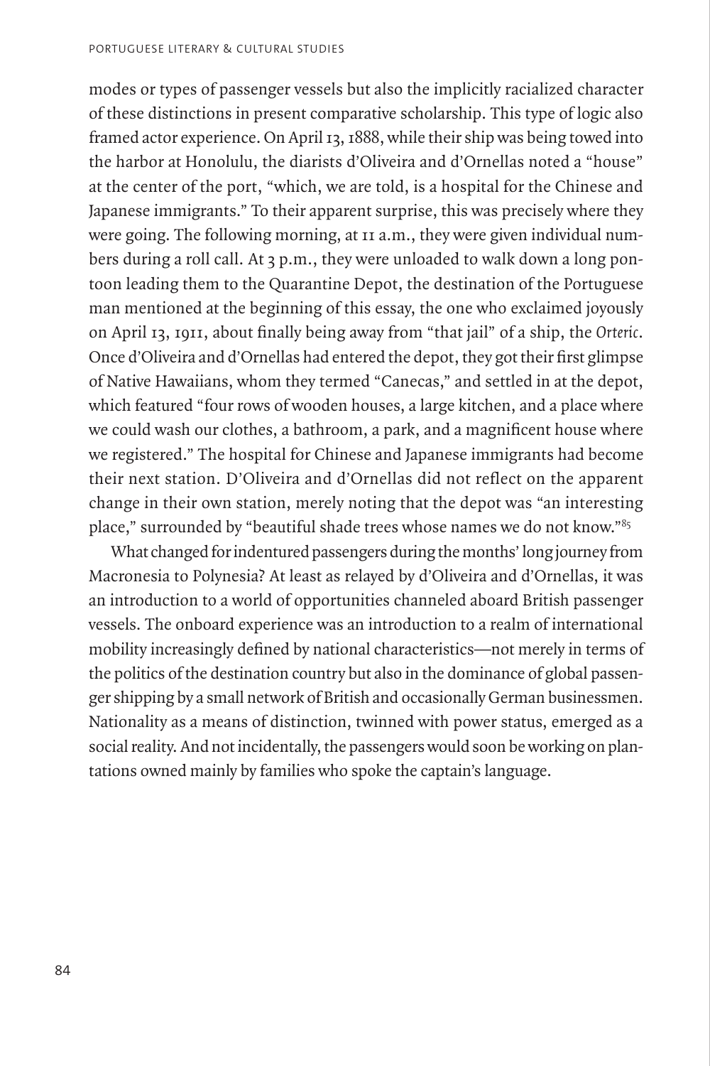modes or types of passenger vessels but also the implicitly racialized character of these distinctions in present comparative scholarship. This type of logic also framed actor experience. On April 13, 1888, while their ship was being towed into the harbor at Honolulu, the diarists d'Oliveira and d'Ornellas noted a "house" at the center of the port, "which, we are told, is a hospital for the Chinese and Japanese immigrants." To their apparent surprise, this was precisely where they were going. The following morning, at 11 a.m., they were given individual numbers during a roll call. At 3 p.m., they were unloaded to walk down a long pontoon leading them to the Quarantine Depot, the destination of the Portuguese man mentioned at the beginning of this essay, the one who exclaimed joyously on April 13, 1911, about finally being away from "that jail" of a ship, the *Orteric*. Once d'Oliveira and d'Ornellas had entered the depot, they got their first glimpse of Native Hawaiians, whom they termed "Canecas," and settled in at the depot, which featured "four rows of wooden houses, a large kitchen, and a place where we could wash our clothes, a bathroom, a park, and a magnificent house where we registered." The hospital for Chinese and Japanese immigrants had become their next station. D'Oliveira and d'Ornellas did not reflect on the apparent change in their own station, merely noting that the depot was "an interesting place," surrounded by "beautiful shade trees whose names we do not know."[85]

What changed for indentured passengers during the months' long journey from Macronesia to Polynesia? At least as relayed by d'Oliveira and d'Ornellas, it was an introduction to a world of opportunities channeled aboard British passenger vessels. The onboard experience was an introduction to a realm of international mobility increasingly defined by national characteristics—not merely in terms of the politics of the destination country but also in the dominance of global passenger shipping by a small network of British and occasionally German businessmen. Nationality as a means of distinction, twinned with power status, emerged as a social reality. And not incidentally, the passengers would soon be working on plantations owned mainly by families who spoke the captain's language.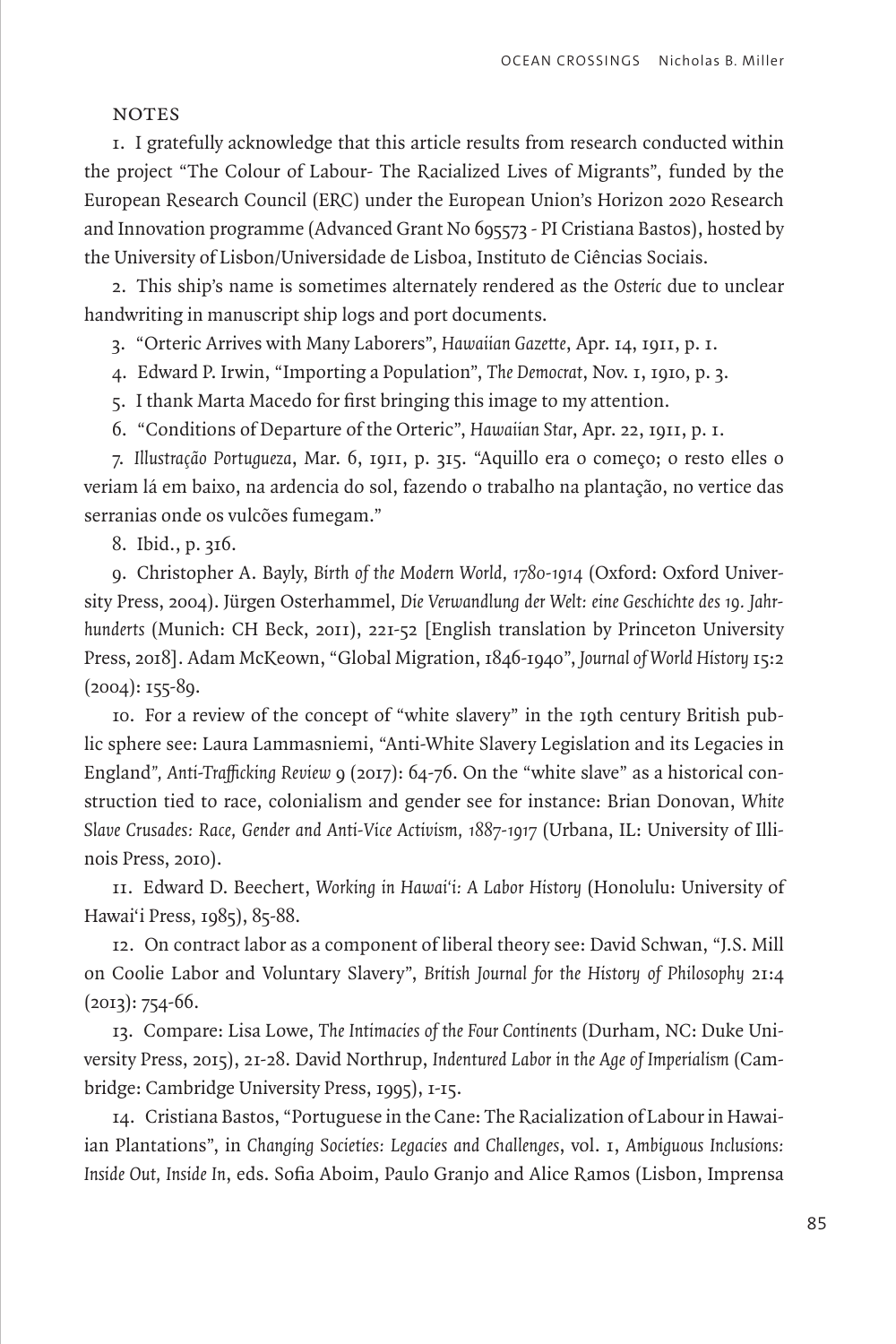## NOTES

1. I gratefully acknowledge that this article results from research conducted within the project "The Colour of Labour- The Racialized Lives of Migrants", funded by the European Research Council (ERC) under the European Union's Horizon 2020 Research and Innovation programme (Advanced Grant No 695573 - PI Cristiana Bastos), hosted by the University of Lisbon/Universidade de Lisboa, Instituto de Ciências Sociais.

2. This ship's name is sometimes alternately rendered as the *Osteric* due to unclear handwriting in manuscript ship logs and port documents.

3. "Orteric Arrives with Many Laborers", *Hawaiian Gazette*, Apr. 14, 1911, p. 1.

4. Edward P. Irwin, "Importing a Population", *The Democrat*, Nov. 1, 1910, p. 3.

5. I thank Marta Macedo for first bringing this image to my attention.

6. "Conditions of Departure of the Orteric", *Hawaiian Star*, Apr. 22, 1911, p. 1.

7. *Illustração Portugueza*, Mar. 6, 1911, p. 315. "Aquillo era o começo; o resto elles o veriam lá em baixo, na ardencia do sol, fazendo o trabalho na plantação, no vertice das serranias onde os vulcões fumegam."

8. Ibid., p. 316.

9. Christopher A. Bayly, *Birth of the Modern World, 1780-1914* (Oxford: Oxford University Press, 2004). Jürgen Osterhammel, *Die Verwandlung der Welt: eine Geschichte des 19. Jahrhunderts* (Munich: CH Beck, 2011), 221-52 [English translation by Princeton University Press, 2018]. Adam McKeown, "Global Migration, 1846-1940", *Journal of World History* 15:2 (2004): 155-89.

10. For a review of the concept of "white slavery" in the 19th century British public sphere see: Laura Lammasniemi, "Anti-White Slavery Legislation and its Legacies in England", *Anti-Trafficking Review* 9 (2017): 64-76. On the "white slave" as a historical construction tied to race, colonialism and gender see for instance: Brian Donovan, *White Slave Crusades: Race, Gender and Anti-Vice Activism, 1887-1917* (Urbana, IL: University of Illinois Press, 2010).

11. Edward D. Beechert, *Working in Hawai'i: A Labor History* (Honolulu: University of Hawai'i Press, 1985), 85-88.

12. On contract labor as a component of liberal theory see: David Schwan, "J.S. Mill on Coolie Labor and Voluntary Slavery", *British Journal for the History of Philosophy* 21:4 (2013): 754-66.

13. Compare: Lisa Lowe, *The Intimacies of the Four Continents* (Durham, NC: Duke University Press, 2015), 21-28. David Northrup, *Indentured Labor in the Age of Imperialism* (Cambridge: Cambridge University Press, 1995), 1-15.

14. Cristiana Bastos, "Portuguese in the Cane: The Racialization of Labour in Hawaiian Plantations", in *Changing Societies: Legacies and Challenges*, vol. 1, *Ambiguous Inclusions: Inside Out, Inside In*, eds. Sofia Aboim, Paulo Granjo and Alice Ramos (Lisbon, Imprensa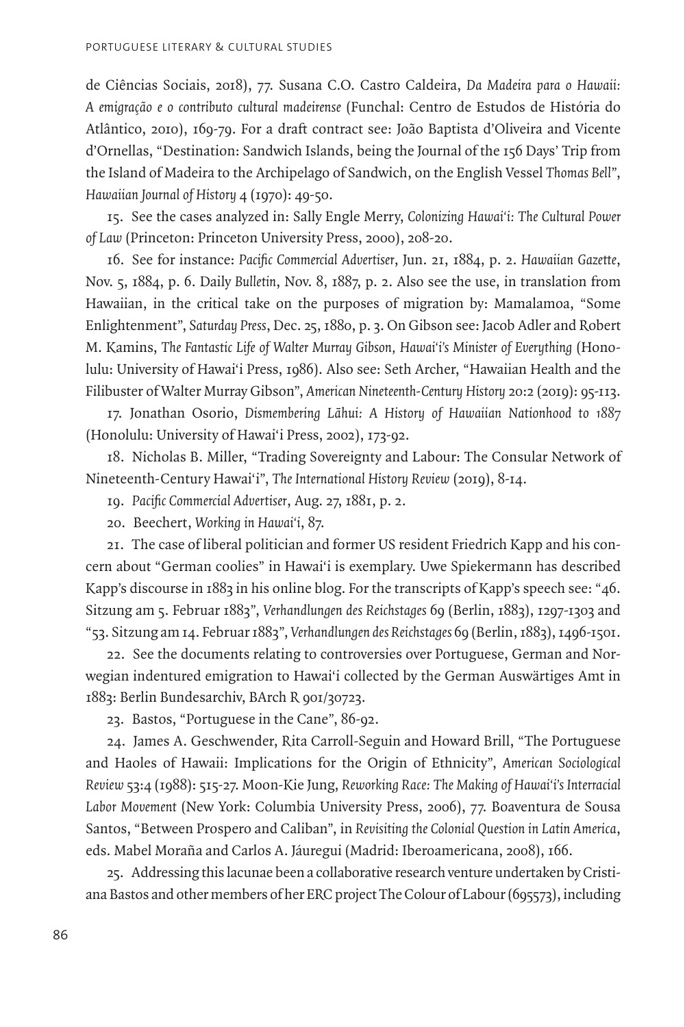de Ciências Sociais, 2018), 77. Susana C.O. Castro Caldeira, *Da Madeira para o Hawaii: A emigração e o contributo cultural madeirense* (Funchal: Centro de Estudos de História do Atlântico, 2010), 169-79. For a draft contract see: João Baptista d'Oliveira and Vicente d'Ornellas, "Destination: Sandwich Islands, being the Journal of the 156 Days' Trip from the Island of Madeira to the Archipelago of Sandwich, on the English Vessel *Thomas Bell*", *Hawaiian Journal of History* 4 (1970): 49-50.

15. See the cases analyzed in: Sally Engle Merry, *Colonizing Hawai'i: The Cultural Power of Law* (Princeton: Princeton University Press, 2000), 208-20.

16. See for instance: *Pacific Commercial Advertiser*, Jun. 21, 1884, p. 2. *Hawaiian Gazette*, Nov. 5, 1884, p. 6. Daily *Bulletin*, Nov. 8, 1887, p. 2. Also see the use, in translation from Hawaiian, in the critical take on the purposes of migration by: Mamalamoa, "Some Enlightenment", *Saturday Press*, Dec. 25, 1880, p. 3. On Gibson see: Jacob Adler and Robert M. Kamins, *The Fantastic Life of Walter Murray Gibson, Hawai'i's Minister of Everything* (Honolulu: University of Hawai'i Press, 1986). Also see: Seth Archer, "Hawaiian Health and the Filibuster of Walter Murray Gibson", *American Nineteenth-Century History* 20:2 (2019): 95-113.

17. Jonathan Osorio, *Dismembering Lāhui: A History of Hawaiian Nationhood to 1887* (Honolulu: University of Hawai'i Press, 2002), 173-92.

18. Nicholas B. Miller, "Trading Sovereignty and Labour: The Consular Network of Nineteenth-Century Hawai'i", *The International History Review* (2019), 8-14.

19. *Pacific Commercial Advertiser*, Aug. 27, 1881, p. 2.

20. Beechert, *Working in Hawai'i*, 87.

21. The case of liberal politician and former US resident Friedrich Kapp and his concern about "German coolies" in Hawai'i is exemplary. Uwe Spiekermann has described Kapp's discourse in 1883 in his online blog. For the transcripts of Kapp's speech see: "46. Sitzung am 5. Februar 1883", *Verhandlungen des Reichstages* 69 (Berlin, 1883), 1297-1303 and "53. Sitzung am 14. Februar 1883", *Verhandlungen des Reichstages* 69 (Berlin, 1883), 1496-1501.

22. See the documents relating to controversies over Portuguese, German and Norwegian indentured emigration to Hawai'i collected by the German Auswärtiges Amt in 1883: Berlin Bundesarchiv, BArch R 901/30723.

23. Bastos, "Portuguese in the Cane", 86-92.

24. James A. Geschwender, Rita Carroll-Seguin and Howard Brill, "The Portuguese and Haoles of Hawaii: Implications for the Origin of Ethnicity", *American Sociological Review* 53:4 (1988): 515-27. Moon-Kie Jung, *Reworking Race: The Making of Hawai'i's Interracial Labor Movement* (New York: Columbia University Press, 2006), 77. Boaventura de Sousa Santos, "Between Prospero and Caliban", in *Revisiting the Colonial Question in Latin America*, eds. Mabel Moraña and Carlos A. Jáuregui (Madrid: Iberoamericana, 2008), 166.

25. Addressing this lacunae been a collaborative research venture undertaken by Cristiana Bastos and other members of her ERC project The Colour of Labour (695573), including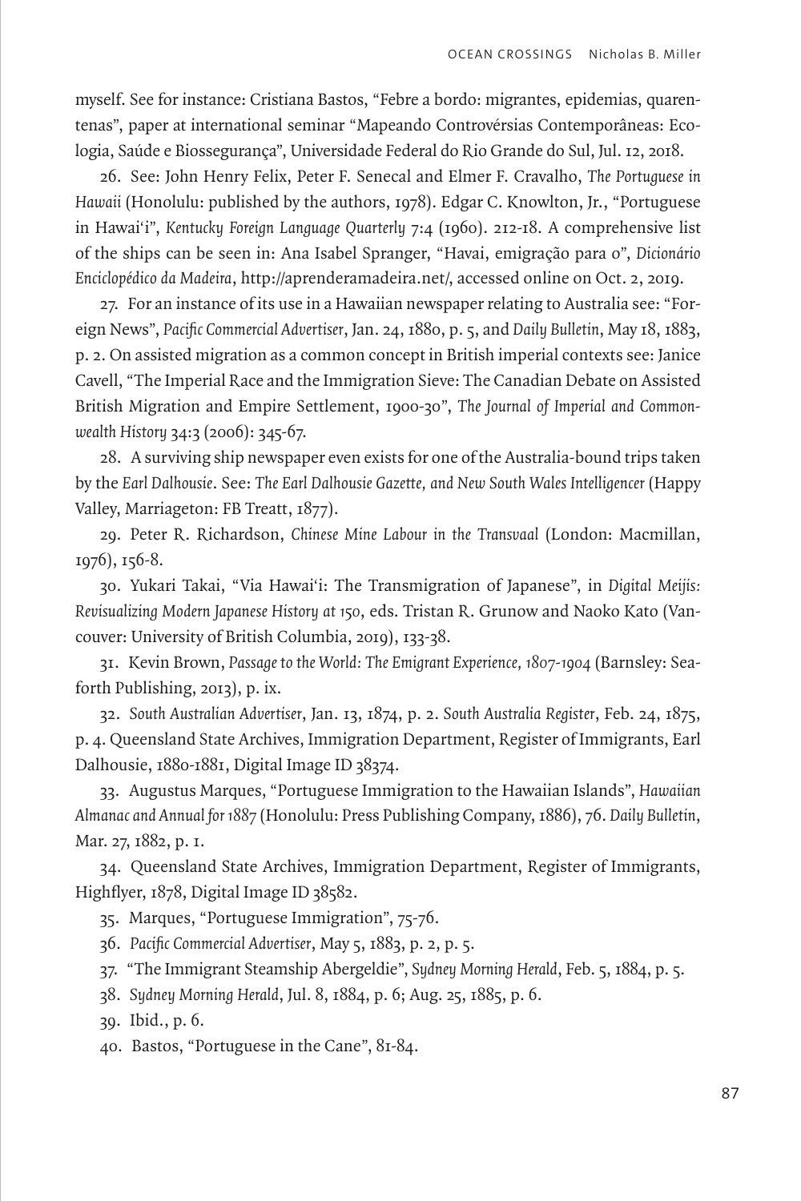myself. See for instance: Cristiana Bastos, "Febre a bordo: migrantes, epidemias, quarentenas", paper at international seminar "Mapeando Controvérsias Contemporâneas: Ecologia, Saúde e Biossegurança", Universidade Federal do Rio Grande do Sul, Jul. 12, 2018.

26. See: John Henry Felix, Peter F. Senecal and Elmer F. Cravalho, *The Portuguese in Hawaii* (Honolulu: published by the authors, 1978). Edgar C. Knowlton, Jr., "Portuguese in Hawai'i", *Kentucky Foreign Language Quarterly* 7:4 (1960). 212-18. A comprehensive list of the ships can be seen in: Ana Isabel Spranger, "Havai, emigração para o", *Dicionário Enciclopédico da Madeira*, http://aprenderamadeira.net/, accessed online on Oct. 2, 2019.

27. For an instance of its use in a Hawaiian newspaper relating to Australia see: "Foreign News", *Pacific Commercial Advertiser*, Jan. 24, 1880, p. 5, and *Daily Bulletin*, May 18, 1883, p. 2. On assisted migration as a common concept in British imperial contexts see: Janice Cavell, "The Imperial Race and the Immigration Sieve: The Canadian Debate on Assisted British Migration and Empire Settlement, 1900-30", *The Journal of Imperial and Commonwealth History* 34:3 (2006): 345-67.

28. A surviving ship newspaper even exists for one of the Australia-bound trips taken by the *Earl Dalhousie*. See: *The Earl Dalhousie Gazette, and New South Wales Intelligencer* (Happy Valley, Marriageton: FB Treatt, 1877).

29. Peter R. Richardson, *Chinese Mine Labour in the Transvaal* (London: Macmillan, 1976), 156-8.

30. Yukari Takai, "Via Hawai'i: The Transmigration of Japanese", in *Digital Meijis: Revisualizing Modern Japanese History at 150*, eds. Tristan R. Grunow and Naoko Kato (Vancouver: University of British Columbia, 2019), 133-38.

31. Kevin Brown, *Passage to the World: The Emigrant Experience, 1807-1904* (Barnsley: Seaforth Publishing, 2013), p. ix.

32. *South Australian Advertiser*, Jan. 13, 1874, p. 2. *South Australia Register*, Feb. 24, 1875, p. 4. Queensland State Archives, Immigration Department, Register of Immigrants, Earl Dalhousie, 1880-1881, Digital Image ID 38374.

33. Augustus Marques, "Portuguese Immigration to the Hawaiian Islands", *Hawaiian Almanac and Annual for 1887* (Honolulu: Press Publishing Company, 1886), 76. *Daily Bulletin*, Mar. 27, 1882, p. 1.

34. Queensland State Archives, Immigration Department, Register of Immigrants, Highflyer, 1878, Digital Image ID 38582.

35. Marques, "Portuguese Immigration", 75-76.

36. *Pacific Commercial Advertiser*, May 5, 1883, p. 2, p. 5.

37. "The Immigrant Steamship Abergeldie", *Sydney Morning Herald*, Feb. 5, 1884, p. 5.

38. *Sydney Morning Herald*, Jul. 8, 1884, p. 6; Aug. 25, 1885, p. 6.

39. Ibid., p. 6.

40. Bastos, "Portuguese in the Cane", 81-84.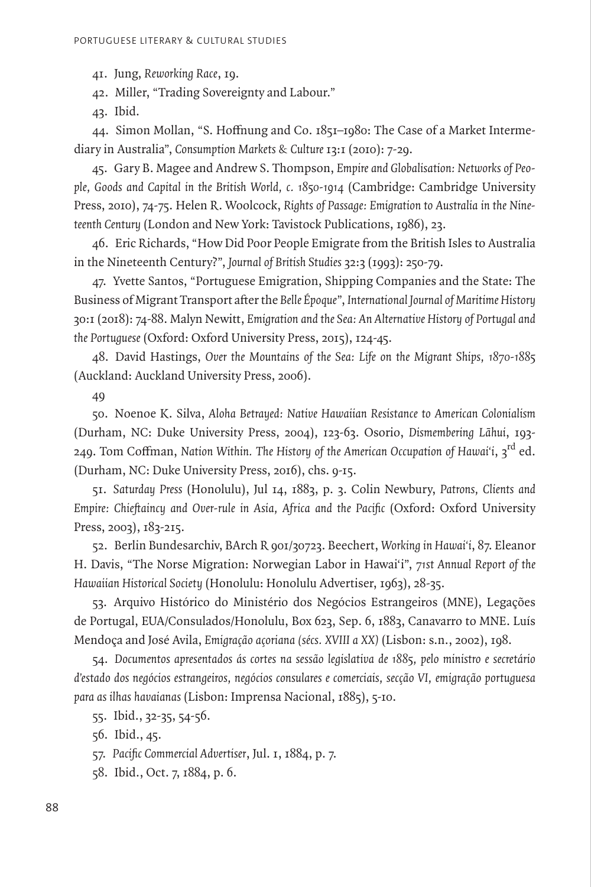41. Jung, *Reworking Race*, 19.

42. Miller, "Trading Sovereignty and Labour."

43. Ibid.

44. Simon Mollan, "S. Hoffnung and Co. 1851–1980: The Case of a Market Intermediary in Australia", *Consumption Markets & Culture* 13:1 (2010): 7-29.

45. Gary B. Magee and Andrew S. Thompson, *Empire and Globalisation: Networks of People, Goods and Capital in the British World, c. 1850-1914* (Cambridge: Cambridge University Press, 2010), 74-75. Helen R. Woolcock, *Rights of Passage: Emigration to Australia in the Nineteenth Century* (London and New York: Tavistock Publications, 1986), 23.

46. Eric Richards, "How Did Poor People Emigrate from the British Isles to Australia in the Nineteenth Century?", *Journal of British Studies* 32:3 (1993): 250-79.

47. Yvette Santos, "Portuguese Emigration, Shipping Companies and the State: The Business of Migrant Transport after the *Belle Époque*", *International Journal of Maritime History* 30:1 (2018): 74-88. Malyn Newitt, *Emigration and the Sea: An Alternative History of Portugal and the Portuguese* (Oxford: Oxford University Press, 2015), 124-45.

48. David Hastings, *Over the Mountains of the Sea: Life on the Migrant Ships, 1870-1885* (Auckland: Auckland University Press, 2006).

49

50. Noenoe K. Silva, *Aloha Betrayed: Native Hawaiian Resistance to American Colonialism* (Durham, NC: Duke University Press, 2004), 123-63. Osorio, *Dismembering Lāhui*, 193-249. Tom Coffman, *Nation Within. The History of the American Occupation of Hawai'i*, 3rd ed. (Durham, NC: Duke University Press, 2016), chs. 9-15.

51. *Saturday Press* (Honolulu), Jul 14, 1883, p. 3. Colin Newbury, *Patrons, Clients and Empire: Chieftaincy and Over-rule in Asia, Africa and the Pacific* (Oxford: Oxford University Press, 2003), 183-215.

52. Berlin Bundesarchiv, BArch R 901/30723. Beechert, *Working in Hawai'i*, 87. Eleanor H. Davis, "The Norse Migration: Norwegian Labor in Hawai'i", *71st Annual Report of the Hawaiian Historical Society* (Honolulu: Honolulu Advertiser, 1963), 28-35.

53. Arquivo Histórico do Ministério dos Negócios Estrangeiros (MNE), Legações de Portugal, EUA/Consulados/Honolulu, Box 623, Sep. 6, 1883, Canavarro to MNE. Luís Mendoça and José Avila, *Emigração açoriana (sécs. XVIII a XX)* (Lisbon: s.n., 2002), 198.

54. *Documentos apresentados ás cortes na sessão legislativa de 1885, pelo ministro e secretário d'estado dos negócios estrangeiros, negócios consulares e comerciais, secção VI, emigração portuguesa para as ilhas havaianas* (Lisbon: Imprensa Nacional, 1885), 5-10.

55. Ibid., 32-35, 54-56.

56. Ibid., 45.

57. *Pacific Commercial Advertiser*, Jul. 1, 1884, p. 7.

58. Ibid., Oct. 7, 1884, p. 6.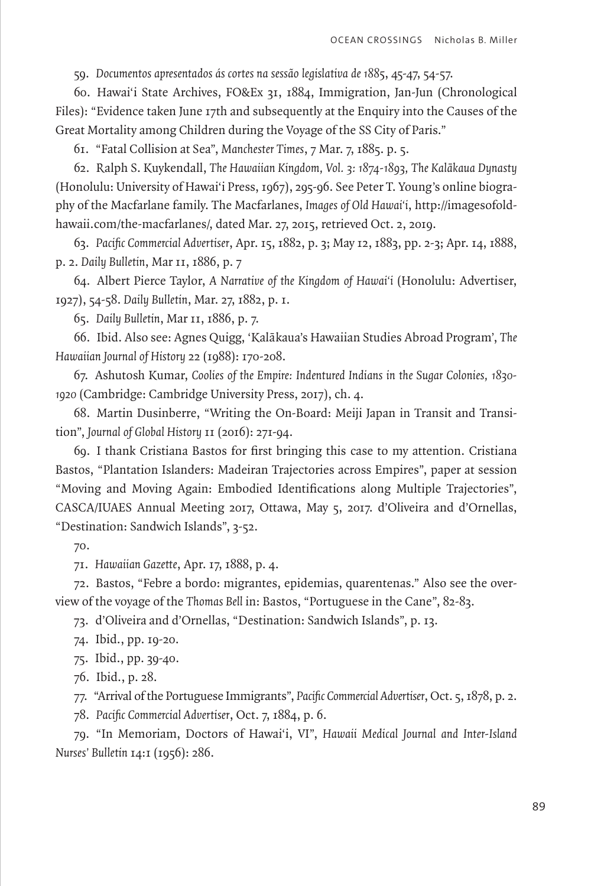59. *Documentos apresentados ás cortes na sessão legislativa de 1885*, 45-47, 54-57.

60. Hawai'i State Archives, FO&Ex 31, 1884, Immigration, Jan-Jun (Chronological Files): "Evidence taken June 17th and subsequently at the Enquiry into the Causes of the Great Mortality among Children during the Voyage of the SS City of Paris."

61. "Fatal Collision at Sea", *Manchester Times*, 7 Mar. 7, 1885. p. 5.

62. Ralph S. Kuykendall, *The Hawaiian Kingdom, Vol. 3: 1874-1893, The Kalākaua Dynasty* (Honolulu: University of Hawai'i Press, 1967), 295-96. See Peter T. Young's online biography of the Macfarlane family. The Macfarlanes, *Images of Old Hawai'i*, http://imagesofoldhawaii.com/the-macfarlanes/, dated Mar. 27, 2015, retrieved Oct. 2, 2019.

63. *Pacific Commercial Advertiser*, Apr. 15, 1882, p. 3; May 12, 1883, pp. 2-3; Apr. 14, 1888, p. 2. *Daily Bulletin*, Mar 11, 1886, p. 7

64. Albert Pierce Taylor, *A Narrative of the Kingdom of Hawai'i* (Honolulu: Advertiser, 1927), 54-58. *Daily Bulletin*, Mar. 27, 1882, p. 1.

65. *Daily Bulletin*, Mar 11, 1886, p. 7.

66. Ibid. Also see: Agnes Quigg, 'Kalākaua's Hawaiian Studies Abroad Program', *The Hawaiian Journal of History* 22 (1988): 170-208.

67. Ashutosh Kumar, *Coolies of the Empire: Indentured Indians in the Sugar Colonies, 1830-1920* (Cambridge: Cambridge University Press, 2017), ch. 4.

68. Martin Dusinberre, "Writing the On-Board: Meiji Japan in Transit and Transition", *Journal of Global History* 11 (2016): 271-94.

69. I thank Cristiana Bastos for first bringing this case to my attention. Cristiana Bastos, "Plantation Islanders: Madeiran Trajectories across Empires", paper at session "Moving and Moving Again: Embodied Identifications along Multiple Trajectories", CASCA/IUAES Annual Meeting 2017, Ottawa, May 5, 2017. d'Oliveira and d'Ornellas, "Destination: Sandwich Islands", 3-52.

70.

71. *Hawaiian Gazette*, Apr. 17, 1888, p. 4.

72. Bastos, "Febre a bordo: migrantes, epidemias, quarentenas." Also see the overview of the voyage of the *Thomas Bell* in: Bastos, "Portuguese in the Cane", 82-83.

73. d'Oliveira and d'Ornellas, "Destination: Sandwich Islands", p. 13.

74. Ibid., pp. 19-20.

75. Ibid., pp. 39-40.

76. Ibid., p. 28.

77. "Arrival of the Portuguese Immigrants", *Pacific Commercial Advertiser*, Oct. 5, 1878, p. 2.

78. *Pacific Commercial Advertiser*, Oct. 7, 1884, p. 6.

79. "In Memoriam, Doctors of Hawai'i, VI", *Hawaii Medical Journal and Inter-Island Nurses' Bulletin* 14:1 (1956): 286.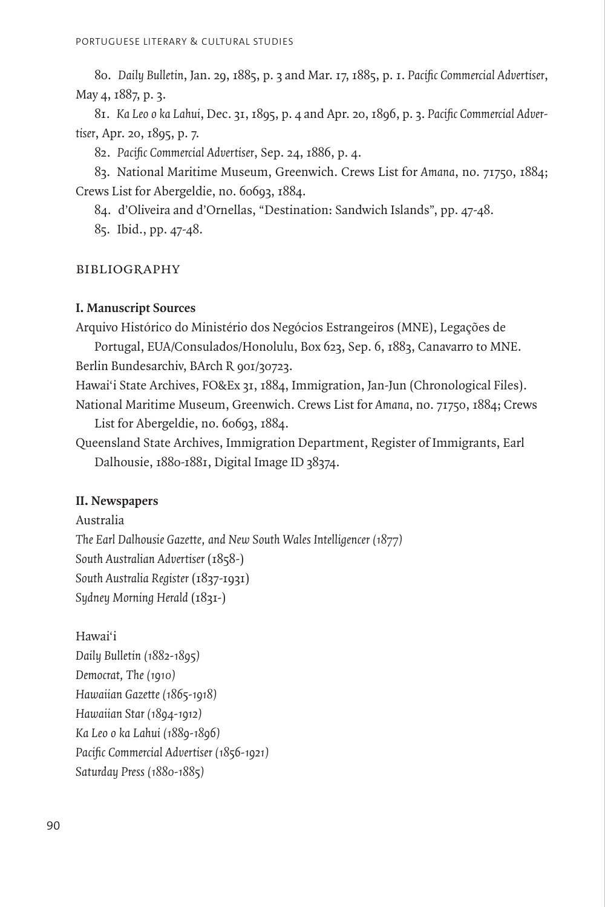80. *Daily Bulletin*, Jan. 29, 1885, p. 3 and Mar. 17, 1885, p. 1. *Pacific Commercial Advertiser*, May 4, 1887, p. 3.

81. *Ka Leo o ka Lahui*, Dec. 31, 1895, p. 4 and Apr. 20, 1896, p. 3. *Pacific Commercial Advertiser*, Apr. 20, 1895, p. 7.

82. *Pacific Commercial Advertiser*, Sep. 24, 1886, p. 4.

83. National Maritime Museum, Greenwich. Crews List for *Amana*, no. 71750, 1884; Crews List for Abergeldie, no. 60693, 1884.

84. d'Oliveira and d'Ornellas, "Destination: Sandwich Islands", pp. 47-48.

85. Ibid., pp. 47-48.

## BIBLIOGRAPHY

### I. Manuscript Sources

Arquivo Histórico do Ministério dos Negócios Estrangeiros (MNE), Legações de Portugal, EUA/Consulados/Honolulu, Box 623, Sep. 6, 1883, Canavarro to MNE.

Berlin Bundesarchiv, BArch R 901/30723.

Hawai'i State Archives, FO&Ex 31, 1884, Immigration, Jan-Jun (Chronological Files).

National Maritime Museum, Greenwich. Crews List for *Amana*, no. 71750, 1884; Crews List for Abergeldie, no. 60693, 1884.

Queensland State Archives, Immigration Department, Register of Immigrants, Earl Dalhousie, 1880-1881, Digital Image ID 38374.

### II. Newspapers

Australia

*The Earl Dalhousie Gazette, and New South Wales Intelligencer (1877)*
*South Australian Advertiser* (1858-)
*South Australia Register* (1837-1931)
*Sydney Morning Herald* (1831-)

Hawai'i

*Daily Bulletin (1882-1895)*
*Democrat, The (1910)*
*Hawaiian Gazette (1865-1918)*
*Hawaiian Star (1894-1912)*
*Ka Leo o ka Lahui (1889-1896)*
*Pacific Commercial Advertiser (1856-1921)*
*Saturday Press (1880-1885)*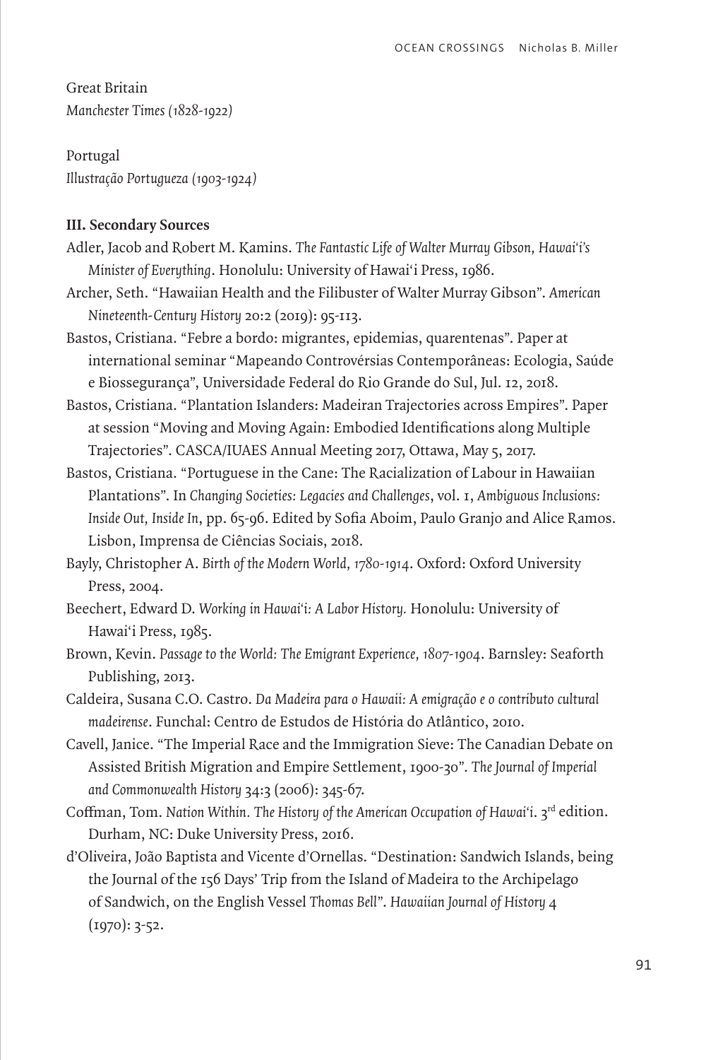Great Britain
*Manchester Times (1828-1922)*

Portugal
*Illustração Portugueza (1903-1924)*

**III. Secondary Sources**

Adler, Jacob and Robert M. Kamins. *The Fantastic Life of Walter Murray Gibson, Hawai'i's Minister of Everything*. Honolulu: University of Hawai'i Press, 1986.

Archer, Seth. "Hawaiian Health and the Filibuster of Walter Murray Gibson". *American Nineteenth-Century History* 20:2 (2019): 95-113.

Bastos, Cristiana. "Febre a bordo: migrantes, epidemias, quarentenas". Paper at international seminar "Mapeando Controvérsias Contemporâneas: Ecologia, Saúde e Biossegurança", Universidade Federal do Rio Grande do Sul, Jul. 12, 2018.

Bastos, Cristiana. "Plantation Islanders: Madeiran Trajectories across Empires". Paper at session "Moving and Moving Again: Embodied Identifications along Multiple Trajectories". CASCA/IUAES Annual Meeting 2017, Ottawa, May 5, 2017.

Bastos, Cristiana. "Portuguese in the Cane: The Racialization of Labour in Hawaiian Plantations". In *Changing Societies: Legacies and Challenges*, vol. 1, *Ambiguous Inclusions: Inside Out, Inside In*, pp. 65-96. Edited by Sofia Aboim, Paulo Granjo and Alice Ramos. Lisbon, Imprensa de Ciências Sociais, 2018.

Bayly, Christopher A. *Birth of the Modern World, 1780-1914*. Oxford: Oxford University Press, 2004.

Beechert, Edward D. *Working in Hawai'i: A Labor History.* Honolulu: University of Hawai'i Press, 1985.

Brown, Kevin. *Passage to the World: The Emigrant Experience, 1807-1904*. Barnsley: Seaforth Publishing, 2013.

Caldeira, Susana C.O. Castro. *Da Madeira para o Hawaii: A emigração e o contributo cultural madeirense*. Funchal: Centro de Estudos de História do Atlântico, 2010.

Cavell, Janice. "The Imperial Race and the Immigration Sieve: The Canadian Debate on Assisted British Migration and Empire Settlement, 1900-30". *The Journal of Imperial and Commonwealth History* 34:3 (2006): 345-67.

Coffman, Tom. *Nation Within. The History of the American Occupation of Hawai'i*. 3rd edition. Durham, NC: Duke University Press, 2016.

d'Oliveira, João Baptista and Vicente d'Ornellas. "Destination: Sandwich Islands, being the Journal of the 156 Days' Trip from the Island of Madeira to the Archipelago of Sandwich, on the English Vessel *Thomas Bell*". *Hawaiian Journal of History* 4 (1970): 3-52.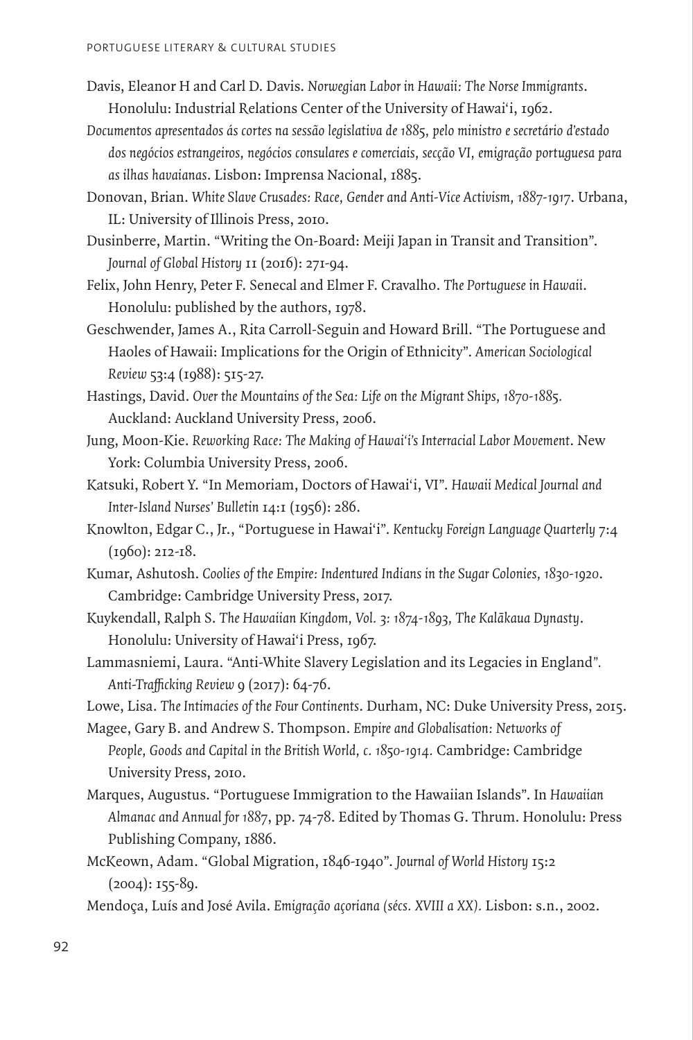Davis, Eleanor H and Carl D. Davis. *Norwegian Labor in Hawaii: The Norse Immigrants*. Honolulu: Industrial Relations Center of the University of Hawai'i, 1962.

*Documentos apresentados ás cortes na sessão legislativa de 1885, pelo ministro e secretário d'estado dos negócios estrangeiros, negócios consulares e comerciais, secção VI, emigração portuguesa para as ilhas havaianas*. Lisbon: Imprensa Nacional, 1885.

Donovan, Brian. *White Slave Crusades: Race, Gender and Anti-Vice Activism, 1887-1917*. Urbana, IL: University of Illinois Press, 2010.

Dusinberre, Martin. "Writing the On-Board: Meiji Japan in Transit and Transition". *Journal of Global History* 11 (2016): 271-94.

Felix, John Henry, Peter F. Senecal and Elmer F. Cravalho. *The Portuguese in Hawaii*. Honolulu: published by the authors, 1978.

Geschwender, James A., Rita Carroll-Seguin and Howard Brill. "The Portuguese and Haoles of Hawaii: Implications for the Origin of Ethnicity". *American Sociological Review* 53:4 (1988): 515-27.

Hastings, David. *Over the Mountains of the Sea: Life on the Migrant Ships, 1870-1885.* Auckland: Auckland University Press, 2006.

Jung, Moon-Kie. *Reworking Race: The Making of Hawai'i's Interracial Labor Movement*. New York: Columbia University Press, 2006.

Katsuki, Robert Y. "In Memoriam, Doctors of Hawai'i, VI". *Hawaii Medical Journal and Inter-Island Nurses' Bulletin* 14:1 (1956): 286.

Knowlton, Edgar C., Jr., "Portuguese in Hawai'i". *Kentucky Foreign Language Quarterly* 7:4 (1960): 212-18.

Kumar, Ashutosh. *Coolies of the Empire: Indentured Indians in the Sugar Colonies, 1830-1920*. Cambridge: Cambridge University Press, 2017.

Kuykendall, Ralph S. *The Hawaiian Kingdom, Vol. 3: 1874-1893, The Kalākaua Dynasty*. Honolulu: University of Hawai'i Press, 1967.

Lammasniemi, Laura. "Anti-White Slavery Legislation and its Legacies in England". *Anti-Trafficking Review* 9 (2017): 64-76.

Lowe, Lisa. *The Intimacies of the Four Continents*. Durham, NC: Duke University Press, 2015.

Magee, Gary B. and Andrew S. Thompson. *Empire and Globalisation: Networks of People, Goods and Capital in the British World, c. 1850-1914.* Cambridge: Cambridge University Press, 2010.

Marques, Augustus. "Portuguese Immigration to the Hawaiian Islands". In *Hawaiian Almanac and Annual for 1887*, pp. 74-78. Edited by Thomas G. Thrum. Honolulu: Press Publishing Company, 1886.

McKeown, Adam. "Global Migration, 1846-1940". *Journal of World History* 15:2 (2004): 155-89.

Mendoça, Luís and José Avila. *Emigração açoriana (sécs. XVIII a XX).* Lisbon: s.n., 2002.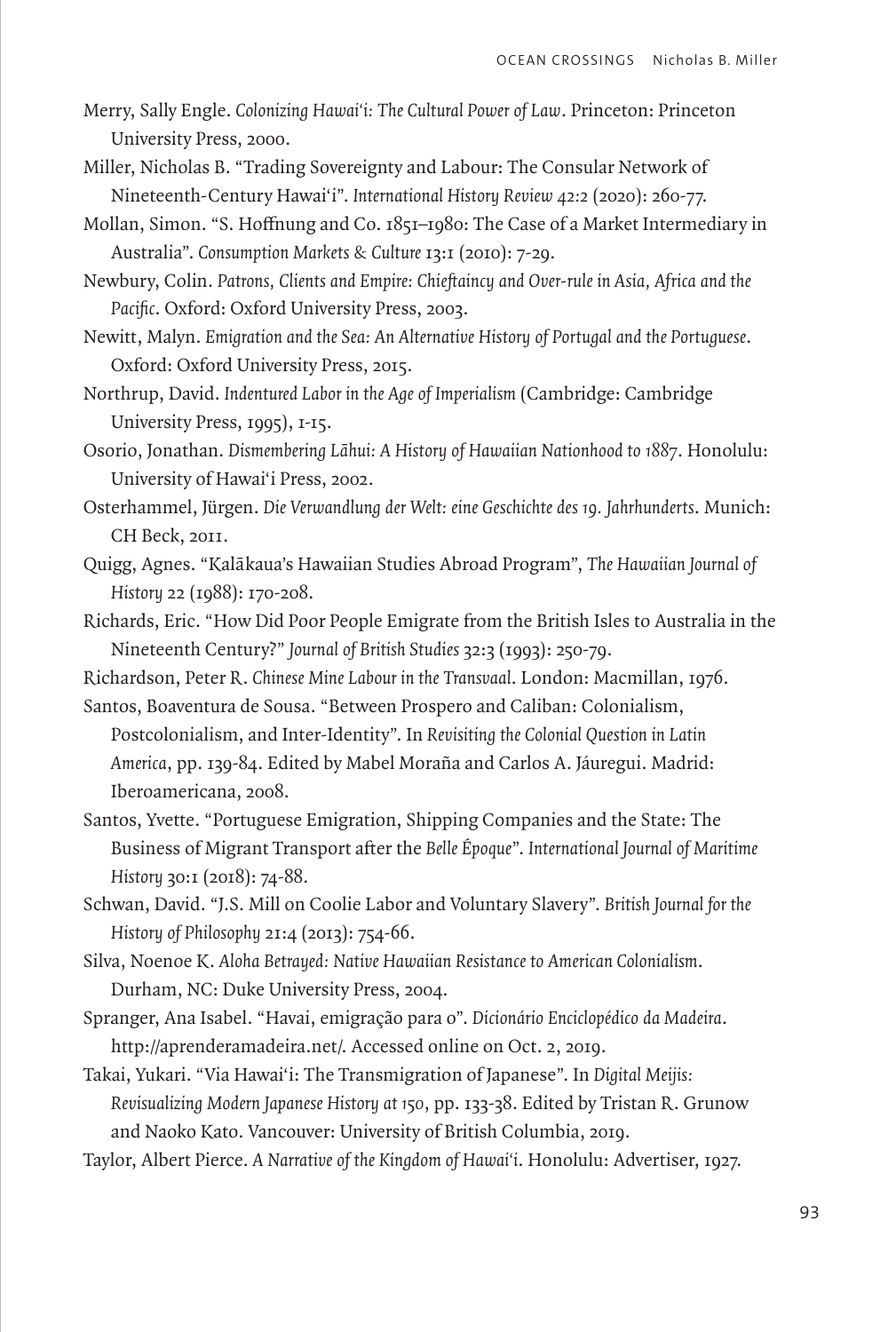Merry, Sally Engle. *Colonizing Hawai'i: The Cultural Power of Law*. Princeton: Princeton University Press, 2000.

Miller, Nicholas B. "Trading Sovereignty and Labour: The Consular Network of Nineteenth-Century Hawai'i". *International History Review 42:2* (2020): 260-77.

Mollan, Simon. "S. Hoffnung and Co. 1851–1980: The Case of a Market Intermediary in Australia". *Consumption Markets & Culture* 13:1 (2010): 7-29.

Newbury, Colin. *Patrons, Clients and Empire: Chieftaincy and Over-rule in Asia, Africa and the Pacific*. Oxford: Oxford University Press, 2003.

Newitt, Malyn. *Emigration and the Sea: An Alternative History of Portugal and the Portuguese*. Oxford: Oxford University Press, 2015.

Northrup, David. *Indentured Labor in the Age of Imperialism* (Cambridge: Cambridge University Press, 1995), 1-15.

Osorio, Jonathan. *Dismembering Lāhui: A History of Hawaiian Nationhood to 1887*. Honolulu: University of Hawai'i Press, 2002.

Osterhammel, Jürgen. *Die Verwandlung der Welt: eine Geschichte des 19. Jahrhunderts*. Munich: CH Beck, 2011.

Quigg, Agnes. "Kalākaua's Hawaiian Studies Abroad Program", *The Hawaiian Journal of History* 22 (1988): 170-208.

Richards, Eric. "How Did Poor People Emigrate from the British Isles to Australia in the Nineteenth Century?" *Journal of British Studies* 32:3 (1993): 250-79.

Richardson, Peter R. *Chinese Mine Labour in the Transvaal*. London: Macmillan, 1976.

Santos, Boaventura de Sousa. "Between Prospero and Caliban: Colonialism, Postcolonialism, and Inter-Identity". In *Revisiting the Colonial Question in Latin America*, pp. 139-84. Edited by Mabel Moraña and Carlos A. Jáuregui. Madrid: Iberoamericana, 2008.

Santos, Yvette. "Portuguese Emigration, Shipping Companies and the State: The Business of Migrant Transport after the *Belle Époque*". *International Journal of Maritime History* 30:1 (2018): 74-88.

Schwan, David. "J.S. Mill on Coolie Labor and Voluntary Slavery". *British Journal for the History of Philosophy* 21:4 (2013): 754-66.

Silva, Noenoe K. *Aloha Betrayed: Native Hawaiian Resistance to American Colonialism*. Durham, NC: Duke University Press, 2004.

Spranger, Ana Isabel. "Havai, emigração para o". *Dicionário Enciclopédico da Madeira*. http://aprenderamadeira.net/. Accessed online on Oct. 2, 2019.

Takai, Yukari. "Via Hawai'i: The Transmigration of Japanese". In *Digital Meijis: Revisualizing Modern Japanese History at 150*, pp. 133-38. Edited by Tristan R. Grunow and Naoko Kato. Vancouver: University of British Columbia, 2019.

Taylor, Albert Pierce. *A Narrative of the Kingdom of Hawai'i*. Honolulu: Advertiser, 1927.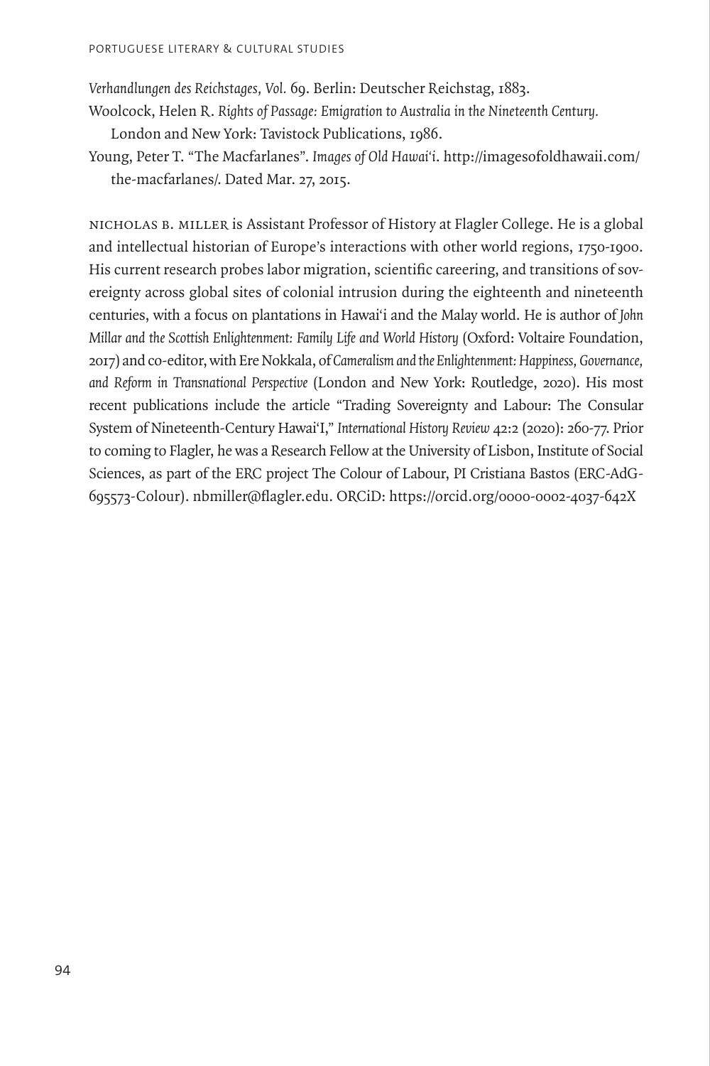*Verhandlungen des Reichstages, Vol.* 69. Berlin: Deutscher Reichstag, 1883.

Woolcock, Helen R. *Rights of Passage: Emigration to Australia in the Nineteenth Century.* London and New York: Tavistock Publications, 1986.

Young, Peter T. "The Macfarlanes". *Images of Old Hawai'i*. http://imagesofoldhawaii.com/the-macfarlanes/. Dated Mar. 27, 2015.

NICHOLAS B. MILLER is Assistant Professor of History at Flagler College. He is a global and intellectual historian of Europe's interactions with other world regions, 1750-1900. His current research probes labor migration, scientific careering, and transitions of sovereignty across global sites of colonial intrusion during the eighteenth and nineteenth centuries, with a focus on plantations in Hawai'i and the Malay world. He is author of *John Millar and the Scottish Enlightenment: Family Life and World History* (Oxford: Voltaire Foundation, 2017) and co-editor, with Ere Nokkala, of *Cameralism and the Enlightenment: Happiness, Governance, and Reform in Transnational Perspective* (London and New York: Routledge, 2020). His most recent publications include the article "Trading Sovereignty and Labour: The Consular System of Nineteenth-Century Hawai'I," *International History Review* 42:2 (2020): 260-77. Prior to coming to Flagler, he was a Research Fellow at the University of Lisbon, Institute of Social Sciences, as part of the ERC project The Colour of Labour, PI Cristiana Bastos (ERC-AdG-695573-Colour). nbmiller@flagler.edu. ORCiD: https://orcid.org/0000-0002-4037-642X